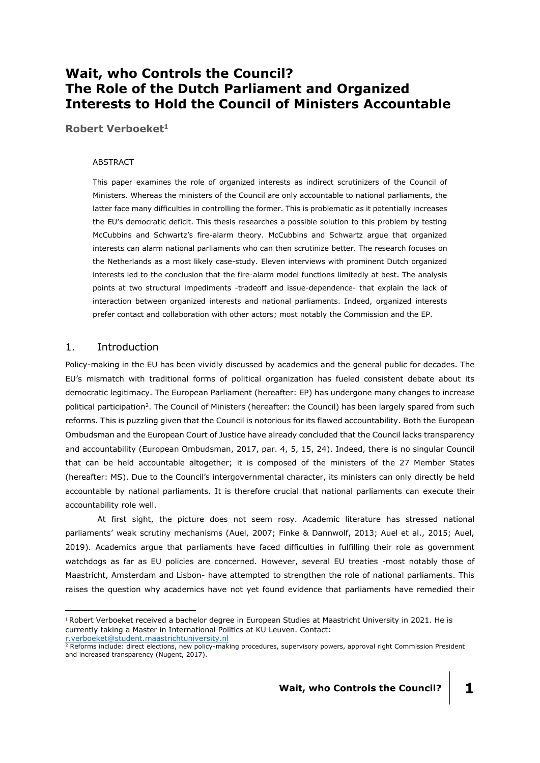# Wait, who Controls the Council? The Role of the Dutch Parliament and Organized Interests to Hold the Council of Ministers Accountable

**Robert Verboeket**[1]

ABSTRACT

This paper examines the role of organized interests as indirect scrutinizers of the Council of Ministers. Whereas the ministers of the Council are only accountable to national parliaments, the latter face many difficulties in controlling the former. This is problematic as it potentially increases the EU's democratic deficit. This thesis researches a possible solution to this problem by testing McCubbins and Schwartz's fire-alarm theory. McCubbins and Schwartz argue that organized interests can alarm national parliaments who can then scrutinize better. The research focuses on the Netherlands as a most likely case-study. Eleven interviews with prominent Dutch organized interests led to the conclusion that the fire-alarm model functions limitedly at best. The analysis points at two structural impediments -tradeoff and issue-dependence- that explain the lack of interaction between organized interests and national parliaments. Indeed, organized interests prefer contact and collaboration with other actors; most notably the Commission and the EP.

## 1. Introduction

Policy-making in the EU has been vividly discussed by academics and the general public for decades. The EU's mismatch with traditional forms of political organization has fueled consistent debate about its democratic legitimacy. The European Parliament (hereafter: EP) has undergone many changes to increase political participation[2]. The Council of Ministers (hereafter: the Council) has been largely spared from such reforms. This is puzzling given that the Council is notorious for its flawed accountability. Both the European Ombudsman and the European Court of Justice have already concluded that the Council lacks transparency and accountability (European Ombudsman, 2017, par. 4, 5, 15, 24). Indeed, there is no singular Council that can be held accountable altogether; it is composed of the ministers of the 27 Member States (hereafter: MS). Due to the Council's intergovernmental character, its ministers can only directly be held accountable by national parliaments. It is therefore crucial that national parliaments can execute their accountability role well.

At first sight, the picture does not seem rosy. Academic literature has stressed national parliaments' weak scrutiny mechanisms (Auel, 2007; Finke & Dannwolf, 2013; Auel et al., 2015; Auel, 2019). Academics argue that parliaments have faced difficulties in fulfilling their role as government watchdogs as far as EU policies are concerned. However, several EU treaties -most notably those of Maastricht, Amsterdam and Lisbon- have attempted to strengthen the role of national parliaments. This raises the question why academics have not yet found evidence that parliaments have remedied their

---

[1] Robert Verboeket received a bachelor degree in European Studies at Maastricht University in 2021. He is currently taking a Master in International Politics at KU Leuven. Contact: r.verboeket@student.maastrichtuniversity.nl

[2] Reforms include: direct elections, new policy-making procedures, supervisory powers, approval right Commission President and increased transparency (Nugent, 2017).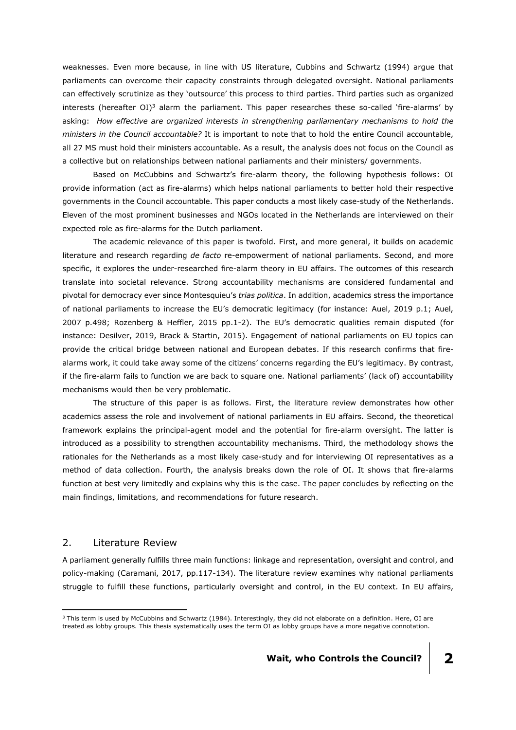weaknesses. Even more because, in line with US literature, Cubbins and Schwartz (1994) argue that parliaments can overcome their capacity constraints through delegated oversight. National parliaments can effectively scrutinize as they 'outsource' this process to third parties. Third parties such as organized interests (hereafter OI)[3] alarm the parliament. This paper researches these so-called 'fire-alarms' by asking: *How effective are organized interests in strengthening parliamentary mechanisms to hold the ministers in the Council accountable?* It is important to note that to hold the entire Council accountable, all 27 MS must hold their ministers accountable. As a result, the analysis does not focus on the Council as a collective but on relationships between national parliaments and their ministers/ governments.

Based on McCubbins and Schwartz's fire-alarm theory, the following hypothesis follows: OI provide information (act as fire-alarms) which helps national parliaments to better hold their respective governments in the Council accountable. This paper conducts a most likely case-study of the Netherlands. Eleven of the most prominent businesses and NGOs located in the Netherlands are interviewed on their expected role as fire-alarms for the Dutch parliament.

The academic relevance of this paper is twofold. First, and more general, it builds on academic literature and research regarding *de facto* re-empowerment of national parliaments. Second, and more specific, it explores the under-researched fire-alarm theory in EU affairs. The outcomes of this research translate into societal relevance. Strong accountability mechanisms are considered fundamental and pivotal for democracy ever since Montesquieu's *trias politica*. In addition, academics stress the importance of national parliaments to increase the EU's democratic legitimacy (for instance: Auel, 2019 p.1; Auel, 2007 p.498; Rozenberg & Heffler, 2015 pp.1-2). The EU's democratic qualities remain disputed (for instance: Desilver, 2019, Brack & Startin, 2015). Engagement of national parliaments on EU topics can provide the critical bridge between national and European debates. If this research confirms that fire-alarms work, it could take away some of the citizens' concerns regarding the EU's legitimacy. By contrast, if the fire-alarm fails to function we are back to square one. National parliaments' (lack of) accountability mechanisms would then be very problematic.

The structure of this paper is as follows. First, the literature review demonstrates how other academics assess the role and involvement of national parliaments in EU affairs. Second, the theoretical framework explains the principal-agent model and the potential for fire-alarm oversight. The latter is introduced as a possibility to strengthen accountability mechanisms. Third, the methodology shows the rationales for the Netherlands as a most likely case-study and for interviewing OI representatives as a method of data collection. Fourth, the analysis breaks down the role of OI. It shows that fire-alarms function at best very limitedly and explains why this is the case. The paper concludes by reflecting on the main findings, limitations, and recommendations for future research.

## 2. Literature Review

A parliament generally fulfills three main functions: linkage and representation, oversight and control, and policy-making (Caramani, 2017, pp.117-134). The literature review examines why national parliaments struggle to fulfill these functions, particularly oversight and control, in the EU context. In EU affairs,

[3] This term is used by McCubbins and Schwartz (1984). Interestingly, they did not elaborate on a definition. Here, OI are treated as lobby groups. This thesis systematically uses the term OI as lobby groups have a more negative connotation.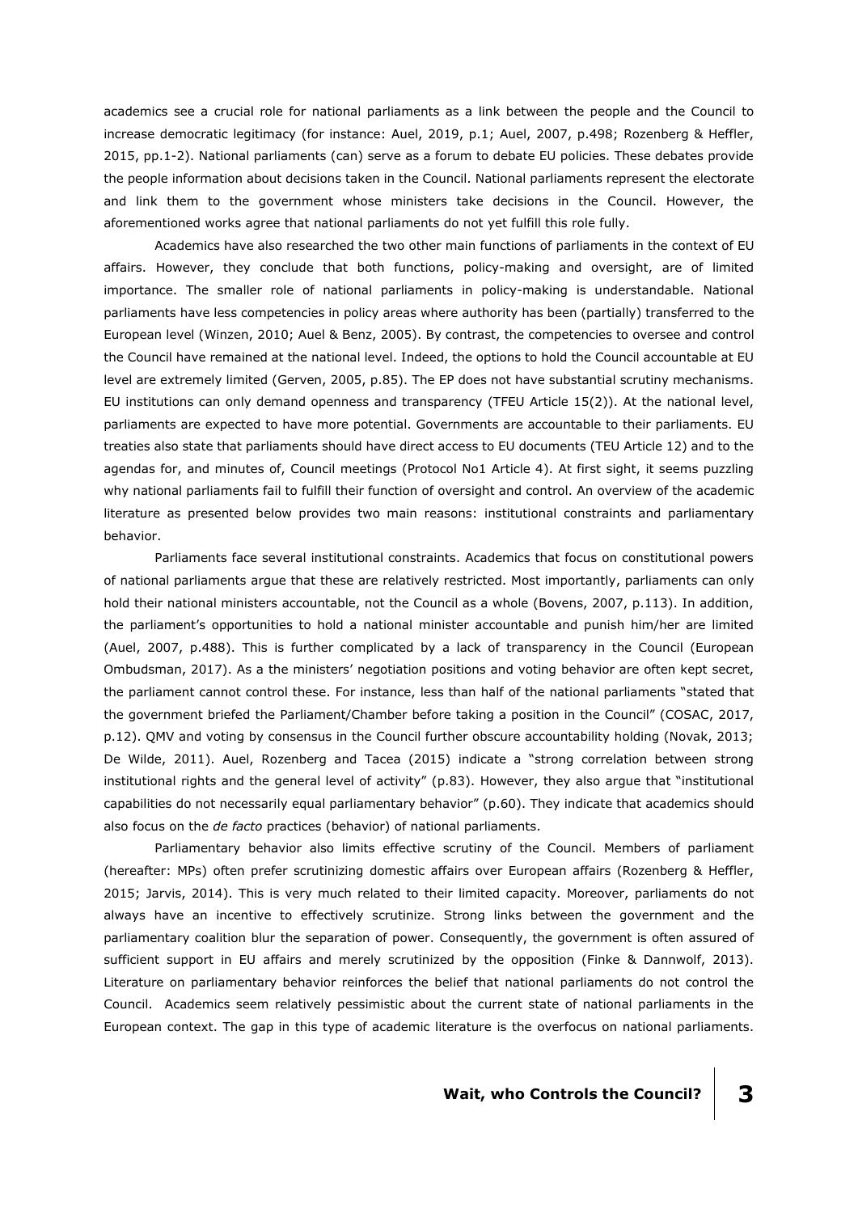academics see a crucial role for national parliaments as a link between the people and the Council to increase democratic legitimacy (for instance: Auel, 2019, p.1; Auel, 2007, p.498; Rozenberg & Heffler, 2015, pp.1-2). National parliaments (can) serve as a forum to debate EU policies. These debates provide the people information about decisions taken in the Council. National parliaments represent the electorate and link them to the government whose ministers take decisions in the Council. However, the aforementioned works agree that national parliaments do not yet fulfill this role fully.

Academics have also researched the two other main functions of parliaments in the context of EU affairs. However, they conclude that both functions, policy-making and oversight, are of limited importance. The smaller role of national parliaments in policy-making is understandable. National parliaments have less competencies in policy areas where authority has been (partially) transferred to the European level (Winzen, 2010; Auel & Benz, 2005). By contrast, the competencies to oversee and control the Council have remained at the national level. Indeed, the options to hold the Council accountable at EU level are extremely limited (Gerven, 2005, p.85). The EP does not have substantial scrutiny mechanisms. EU institutions can only demand openness and transparency (TFEU Article 15(2)). At the national level, parliaments are expected to have more potential. Governments are accountable to their parliaments. EU treaties also state that parliaments should have direct access to EU documents (TEU Article 12) and to the agendas for, and minutes of, Council meetings (Protocol No1 Article 4). At first sight, it seems puzzling why national parliaments fail to fulfill their function of oversight and control. An overview of the academic literature as presented below provides two main reasons: institutional constraints and parliamentary behavior.

Parliaments face several institutional constraints. Academics that focus on constitutional powers of national parliaments argue that these are relatively restricted. Most importantly, parliaments can only hold their national ministers accountable, not the Council as a whole (Bovens, 2007, p.113). In addition, the parliament's opportunities to hold a national minister accountable and punish him/her are limited (Auel, 2007, p.488). This is further complicated by a lack of transparency in the Council (European Ombudsman, 2017). As a the ministers' negotiation positions and voting behavior are often kept secret, the parliament cannot control these. For instance, less than half of the national parliaments "stated that the government briefed the Parliament/Chamber before taking a position in the Council" (COSAC, 2017, p.12). QMV and voting by consensus in the Council further obscure accountability holding (Novak, 2013; De Wilde, 2011). Auel, Rozenberg and Tacea (2015) indicate a "strong correlation between strong institutional rights and the general level of activity" (p.83). However, they also argue that "institutional capabilities do not necessarily equal parliamentary behavior" (p.60). They indicate that academics should also focus on the *de facto* practices (behavior) of national parliaments.

Parliamentary behavior also limits effective scrutiny of the Council. Members of parliament (hereafter: MPs) often prefer scrutinizing domestic affairs over European affairs (Rozenberg & Heffler, 2015; Jarvis, 2014). This is very much related to their limited capacity. Moreover, parliaments do not always have an incentive to effectively scrutinize. Strong links between the government and the parliamentary coalition blur the separation of power. Consequently, the government is often assured of sufficient support in EU affairs and merely scrutinized by the opposition (Finke & Dannwolf, 2013). Literature on parliamentary behavior reinforces the belief that national parliaments do not control the Council. Academics seem relatively pessimistic about the current state of national parliaments in the European context. The gap in this type of academic literature is the overfocus on national parliaments.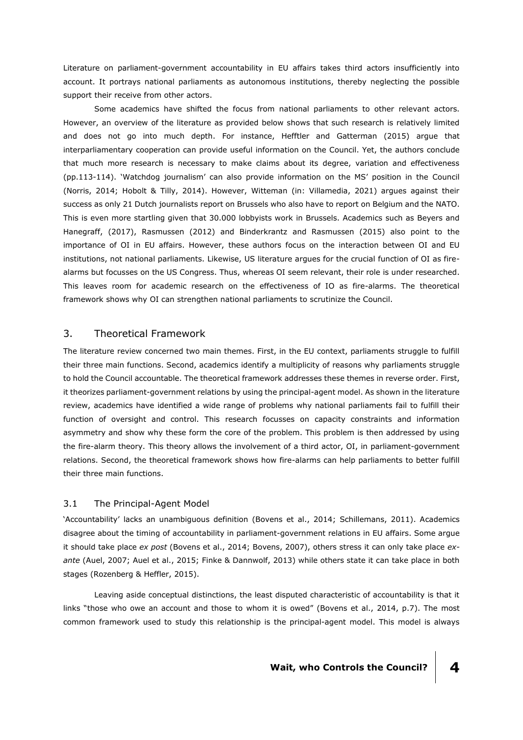Literature on parliament-government accountability in EU affairs takes third actors insufficiently into account. It portrays national parliaments as autonomous institutions, thereby neglecting the possible support their receive from other actors.

Some academics have shifted the focus from national parliaments to other relevant actors. However, an overview of the literature as provided below shows that such research is relatively limited and does not go into much depth. For instance, Hefftler and Gatterman (2015) argue that interparliamentary cooperation can provide useful information on the Council. Yet, the authors conclude that much more research is necessary to make claims about its degree, variation and effectiveness (pp.113-114). 'Watchdog journalism' can also provide information on the MS' position in the Council (Norris, 2014; Hobolt & Tilly, 2014). However, Witteman (in: Villamedia, 2021) argues against their success as only 21 Dutch journalists report on Brussels who also have to report on Belgium and the NATO. This is even more startling given that 30.000 lobbyists work in Brussels. Academics such as Beyers and Hanegraff, (2017), Rasmussen (2012) and Binderkrantz and Rasmussen (2015) also point to the importance of OI in EU affairs. However, these authors focus on the interaction between OI and EU institutions, not national parliaments. Likewise, US literature argues for the crucial function of OI as fire-alarms but focusses on the US Congress. Thus, whereas OI seem relevant, their role is under researched. This leaves room for academic research on the effectiveness of IO as fire-alarms. The theoretical framework shows why OI can strengthen national parliaments to scrutinize the Council.

## 3. Theoretical Framework

The literature review concerned two main themes. First, in the EU context, parliaments struggle to fulfill their three main functions. Second, academics identify a multiplicity of reasons why parliaments struggle to hold the Council accountable. The theoretical framework addresses these themes in reverse order. First, it theorizes parliament-government relations by using the principal-agent model. As shown in the literature review, academics have identified a wide range of problems why national parliaments fail to fulfill their function of oversight and control. This research focusses on capacity constraints and information asymmetry and show why these form the core of the problem. This problem is then addressed by using the fire-alarm theory. This theory allows the involvement of a third actor, OI, in parliament-government relations. Second, the theoretical framework shows how fire-alarms can help parliaments to better fulfill their three main functions.

### 3.1 The Principal-Agent Model

'Accountability' lacks an unambiguous definition (Bovens et al., 2014; Schillemans, 2011). Academics disagree about the timing of accountability in parliament-government relations in EU affairs. Some argue it should take place *ex post* (Bovens et al., 2014; Bovens, 2007), others stress it can only take place *ex-ante* (Auel, 2007; Auel et al., 2015; Finke & Dannwolf, 2013) while others state it can take place in both stages (Rozenberg & Heffler, 2015).

Leaving aside conceptual distinctions, the least disputed characteristic of accountability is that it links "those who owe an account and those to whom it is owed" (Bovens et al., 2014, p.7). The most common framework used to study this relationship is the principal-agent model. This model is always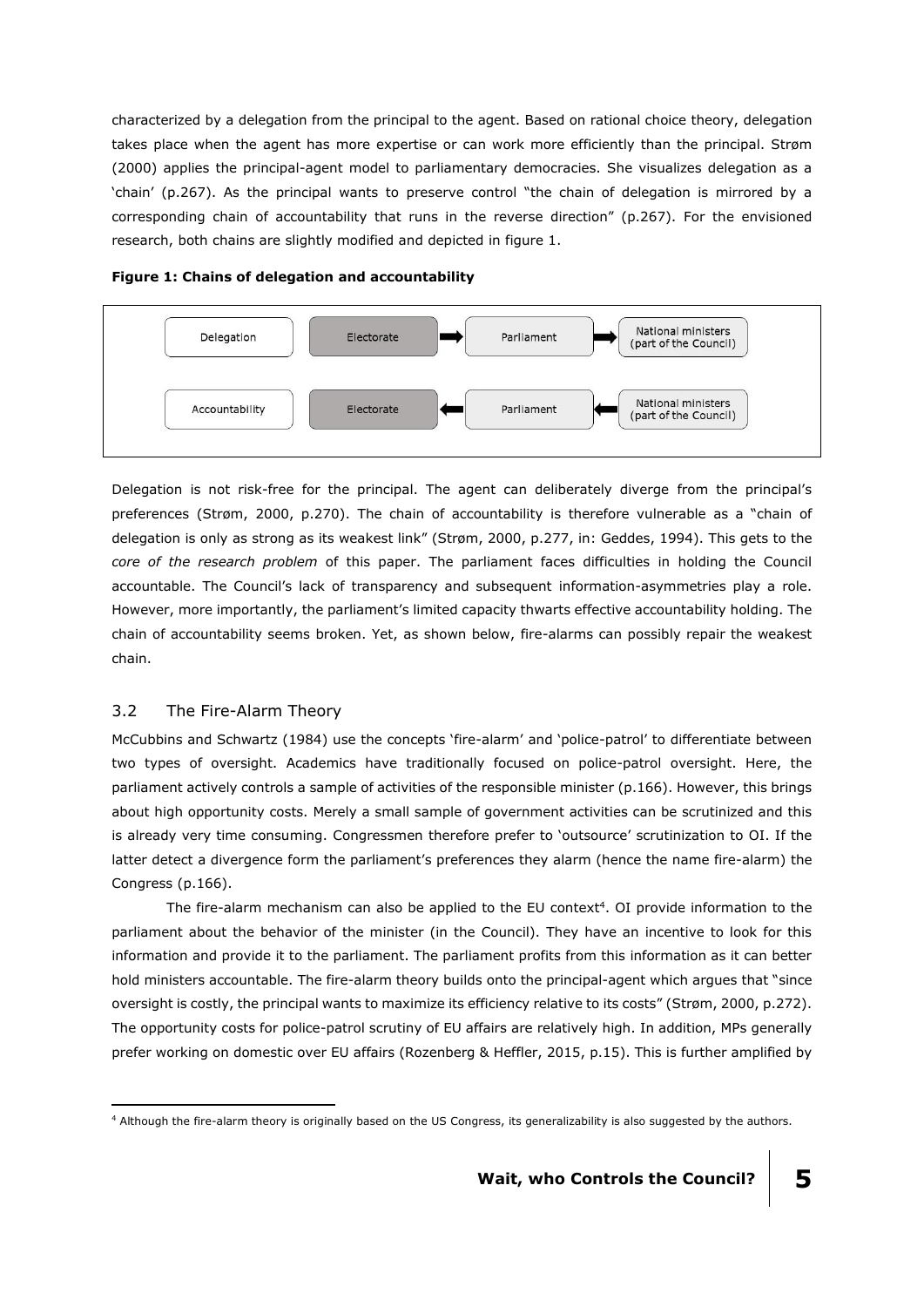characterized by a delegation from the principal to the agent. Based on rational choice theory, delegation takes place when the agent has more expertise or can work more efficiently than the principal. Strøm (2000) applies the principal-agent model to parliamentary democracies. She visualizes delegation as a 'chain' (p.267). As the principal wants to preserve control "the chain of delegation is mirrored by a corresponding chain of accountability that runs in the reverse direction" (p.267). For the envisioned research, both chains are slightly modified and depicted in figure 1.

**Figure 1: Chains of delegation and accountability**

| | | | |
|---|---|---|---|
| Delegation | Electorate → | Parliament → | National ministers (part of the Council) |
| Accountability | Electorate ← | Parliament ← | National ministers (part of the Council) |

Delegation is not risk-free for the principal. The agent can deliberately diverge from the principal's preferences (Strøm, 2000, p.270). The chain of accountability is therefore vulnerable as a "chain of delegation is only as strong as its weakest link" (Strøm, 2000, p.277, in: Geddes, 1994). This gets to the *core of the research problem* of this paper. The parliament faces difficulties in holding the Council accountable. The Council's lack of transparency and subsequent information-asymmetries play a role. However, more importantly, the parliament's limited capacity thwarts effective accountability holding. The chain of accountability seems broken. Yet, as shown below, fire-alarms can possibly repair the weakest chain.

## 3.2 The Fire-Alarm Theory

McCubbins and Schwartz (1984) use the concepts 'fire-alarm' and 'police-patrol' to differentiate between two types of oversight. Academics have traditionally focused on police-patrol oversight. Here, the parliament actively controls a sample of activities of the responsible minister (p.166). However, this brings about high opportunity costs. Merely a small sample of government activities can be scrutinized and this is already very time consuming. Congressmen therefore prefer to 'outsource' scrutinization to OI. If the latter detect a divergence form the parliament's preferences they alarm (hence the name fire-alarm) the Congress (p.166).

The fire-alarm mechanism can also be applied to the EU context[4]. OI provide information to the parliament about the behavior of the minister (in the Council). They have an incentive to look for this information and provide it to the parliament. The parliament profits from this information as it can better hold ministers accountable. The fire-alarm theory builds onto the principal-agent which argues that "since oversight is costly, the principal wants to maximize its efficiency relative to its costs" (Strøm, 2000, p.272). The opportunity costs for police-patrol scrutiny of EU affairs are relatively high. In addition, MPs generally prefer working on domestic over EU affairs (Rozenberg & Heffler, 2015, p.15). This is further amplified by

[4] Although the fire-alarm theory is originally based on the US Congress, its generalizability is also suggested by the authors.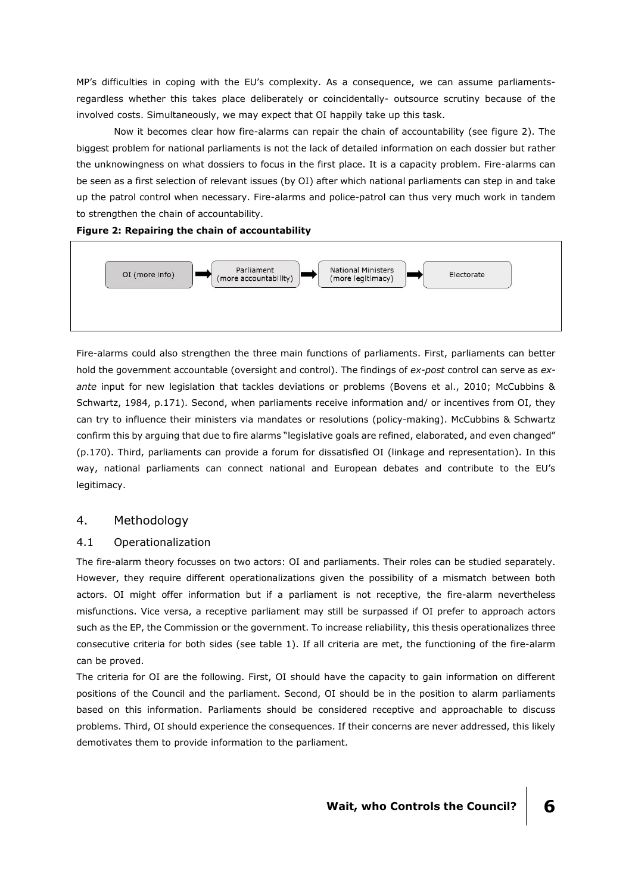MP's difficulties in coping with the EU's complexity. As a consequence, we can assume parliaments- regardless whether this takes place deliberately or coincidentally- outsource scrutiny because of the involved costs. Simultaneously, we may expect that OI happily take up this task.

Now it becomes clear how fire-alarms can repair the chain of accountability (see figure 2). The biggest problem for national parliaments is not the lack of detailed information on each dossier but rather the unknowingness on what dossiers to focus in the first place. It is a capacity problem. Fire-alarms can be seen as a first selection of relevant issues (by OI) after which national parliaments can step in and take up the patrol control when necessary. Fire-alarms and police-patrol can thus very much work in tandem to strengthen the chain of accountability.

**Figure 2: Repairing the chain of accountability**

OI (more info) → Parliament (more accountability) → National Ministers (more legitimacy) → Electorate

Fire-alarms could also strengthen the three main functions of parliaments. First, parliaments can better hold the government accountable (oversight and control). The findings of *ex-post* control can serve as *ex-ante* input for new legislation that tackles deviations or problems (Bovens et al., 2010; McCubbins & Schwartz, 1984, p.171). Second, when parliaments receive information and/ or incentives from OI, they can try to influence their ministers via mandates or resolutions (policy-making). McCubbins & Schwartz confirm this by arguing that due to fire alarms "legislative goals are refined, elaborated, and even changed" (p.170). Third, parliaments can provide a forum for dissatisfied OI (linkage and representation). In this way, national parliaments can connect national and European debates and contribute to the EU's legitimacy.

## 4. Methodology

### 4.1 Operationalization

The fire-alarm theory focusses on two actors: OI and parliaments. Their roles can be studied separately. However, they require different operationalizations given the possibility of a mismatch between both actors. OI might offer information but if a parliament is not receptive, the fire-alarm nevertheless misfunctions. Vice versa, a receptive parliament may still be surpassed if OI prefer to approach actors such as the EP, the Commission or the government. To increase reliability, this thesis operationalizes three consecutive criteria for both sides (see table 1). If all criteria are met, the functioning of the fire-alarm can be proved.

The criteria for OI are the following. First, OI should have the capacity to gain information on different positions of the Council and the parliament. Second, OI should be in the position to alarm parliaments based on this information. Parliaments should be considered receptive and approachable to discuss problems. Third, OI should experience the consequences. If their concerns are never addressed, this likely demotivates them to provide information to the parliament.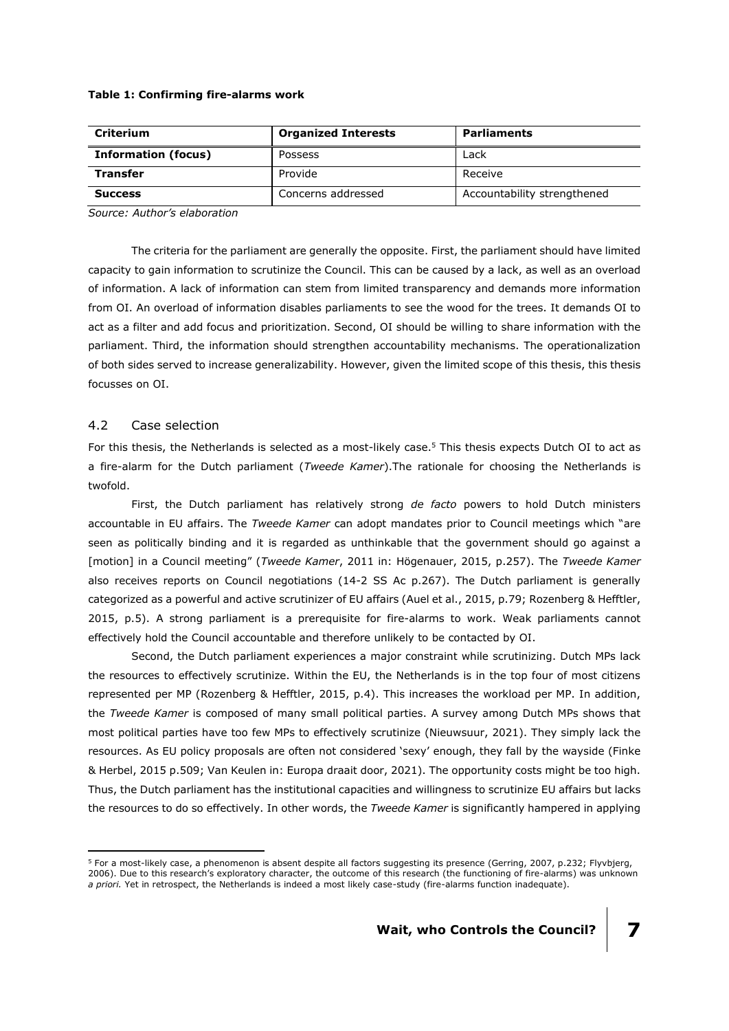**Table 1: Confirming fire-alarms work**

| Criterium | Organized Interests | Parliaments |
|---|---|---|
| **Information (focus)** | Possess | Lack |
| **Transfer** | Provide | Receive |
| **Success** | Concerns addressed | Accountability strengthened |

*Source: Author's elaboration*

The criteria for the parliament are generally the opposite. First, the parliament should have limited capacity to gain information to scrutinize the Council. This can be caused by a lack, as well as an overload of information. A lack of information can stem from limited transparency and demands more information from OI. An overload of information disables parliaments to see the wood for the trees. It demands OI to act as a filter and add focus and prioritization. Second, OI should be willing to share information with the parliament. Third, the information should strengthen accountability mechanisms. The operationalization of both sides served to increase generalizability. However, given the limited scope of this thesis, this thesis focusses on OI.

## 4.2 Case selection

For this thesis, the Netherlands is selected as a most-likely case.[5] This thesis expects Dutch OI to act as a fire-alarm for the Dutch parliament (*Tweede Kamer*).The rationale for choosing the Netherlands is twofold.

First, the Dutch parliament has relatively strong *de facto* powers to hold Dutch ministers accountable in EU affairs. The *Tweede Kamer* can adopt mandates prior to Council meetings which "are seen as politically binding and it is regarded as unthinkable that the government should go against a [motion] in a Council meeting" (*Tweede Kamer*, 2011 in: Högenauer, 2015, p.257). The *Tweede Kamer* also receives reports on Council negotiations (14-2 SS Ac p.267). The Dutch parliament is generally categorized as a powerful and active scrutinizer of EU affairs (Auel et al., 2015, p.79; Rozenberg & Hefftler, 2015, p.5). A strong parliament is a prerequisite for fire-alarms to work. Weak parliaments cannot effectively hold the Council accountable and therefore unlikely to be contacted by OI.

Second, the Dutch parliament experiences a major constraint while scrutinizing. Dutch MPs lack the resources to effectively scrutinize. Within the EU, the Netherlands is in the top four of most citizens represented per MP (Rozenberg & Hefftler, 2015, p.4). This increases the workload per MP. In addition, the *Tweede Kamer* is composed of many small political parties. A survey among Dutch MPs shows that most political parties have too few MPs to effectively scrutinize (Nieuwsuur, 2021). They simply lack the resources. As EU policy proposals are often not considered 'sexy' enough, they fall by the wayside (Finke & Herbel, 2015 p.509; Van Keulen in: Europa draait door, 2021). The opportunity costs might be too high. Thus, the Dutch parliament has the institutional capacities and willingness to scrutinize EU affairs but lacks the resources to do so effectively. In other words, the *Tweede Kamer* is significantly hampered in applying

[5] For a most-likely case, a phenomenon is absent despite all factors suggesting its presence (Gerring, 2007, p.232; Flyvbjerg, 2006). Due to this research's exploratory character, the outcome of this research (the functioning of fire-alarms) was unknown *a priori.* Yet in retrospect, the Netherlands is indeed a most likely case-study (fire-alarms function inadequate).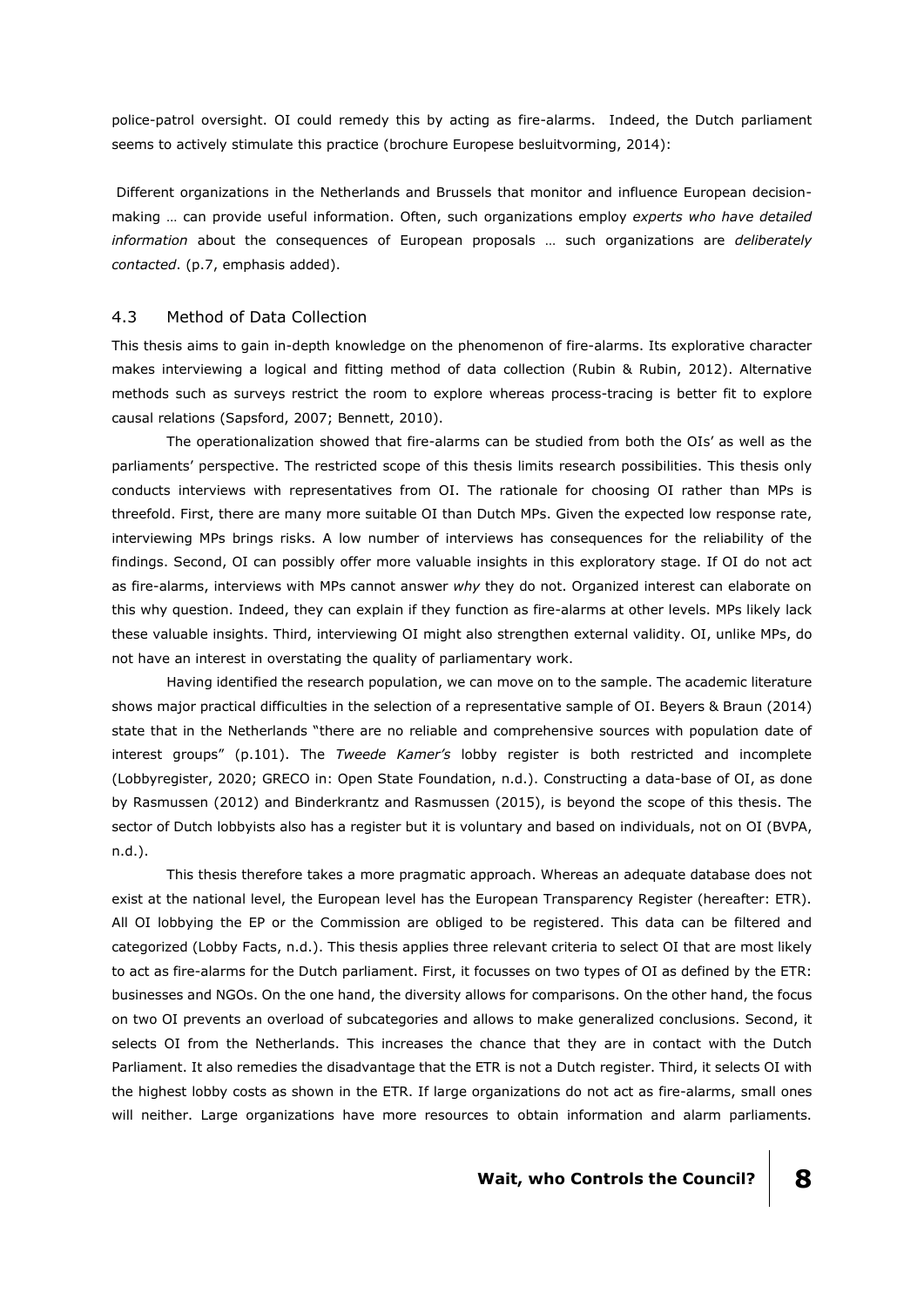police-patrol oversight. OI could remedy this by acting as fire-alarms. Indeed, the Dutch parliament seems to actively stimulate this practice (brochure Europese besluitvorming, 2014):

Different organizations in the Netherlands and Brussels that monitor and influence European decision-making … can provide useful information. Often, such organizations employ *experts who have detailed information* about the consequences of European proposals … such organizations are *deliberately contacted*. (p.7, emphasis added).

### 4.3 Method of Data Collection

This thesis aims to gain in-depth knowledge on the phenomenon of fire-alarms. Its explorative character makes interviewing a logical and fitting method of data collection (Rubin & Rubin, 2012). Alternative methods such as surveys restrict the room to explore whereas process-tracing is better fit to explore causal relations (Sapsford, 2007; Bennett, 2010).

The operationalization showed that fire-alarms can be studied from both the OIs' as well as the parliaments' perspective. The restricted scope of this thesis limits research possibilities. This thesis only conducts interviews with representatives from OI. The rationale for choosing OI rather than MPs is threefold. First, there are many more suitable OI than Dutch MPs. Given the expected low response rate, interviewing MPs brings risks. A low number of interviews has consequences for the reliability of the findings. Second, OI can possibly offer more valuable insights in this exploratory stage. If OI do not act as fire-alarms, interviews with MPs cannot answer *why* they do not. Organized interest can elaborate on this why question. Indeed, they can explain if they function as fire-alarms at other levels. MPs likely lack these valuable insights. Third, interviewing OI might also strengthen external validity. OI, unlike MPs, do not have an interest in overstating the quality of parliamentary work.

Having identified the research population, we can move on to the sample. The academic literature shows major practical difficulties in the selection of a representative sample of OI. Beyers & Braun (2014) state that in the Netherlands "there are no reliable and comprehensive sources with population date of interest groups" (p.101). The *Tweede Kamer's* lobby register is both restricted and incomplete (Lobbyregister, 2020; GRECO in: Open State Foundation, n.d.). Constructing a data-base of OI, as done by Rasmussen (2012) and Binderkrantz and Rasmussen (2015), is beyond the scope of this thesis. The sector of Dutch lobbyists also has a register but it is voluntary and based on individuals, not on OI (BVPA, n.d.).

This thesis therefore takes a more pragmatic approach. Whereas an adequate database does not exist at the national level, the European level has the European Transparency Register (hereafter: ETR). All OI lobbying the EP or the Commission are obliged to be registered. This data can be filtered and categorized (Lobby Facts, n.d.). This thesis applies three relevant criteria to select OI that are most likely to act as fire-alarms for the Dutch parliament. First, it focusses on two types of OI as defined by the ETR: businesses and NGOs. On the one hand, the diversity allows for comparisons. On the other hand, the focus on two OI prevents an overload of subcategories and allows to make generalized conclusions. Second, it selects OI from the Netherlands. This increases the chance that they are in contact with the Dutch Parliament. It also remedies the disadvantage that the ETR is not a Dutch register. Third, it selects OI with the highest lobby costs as shown in the ETR. If large organizations do not act as fire-alarms, small ones will neither. Large organizations have more resources to obtain information and alarm parliaments.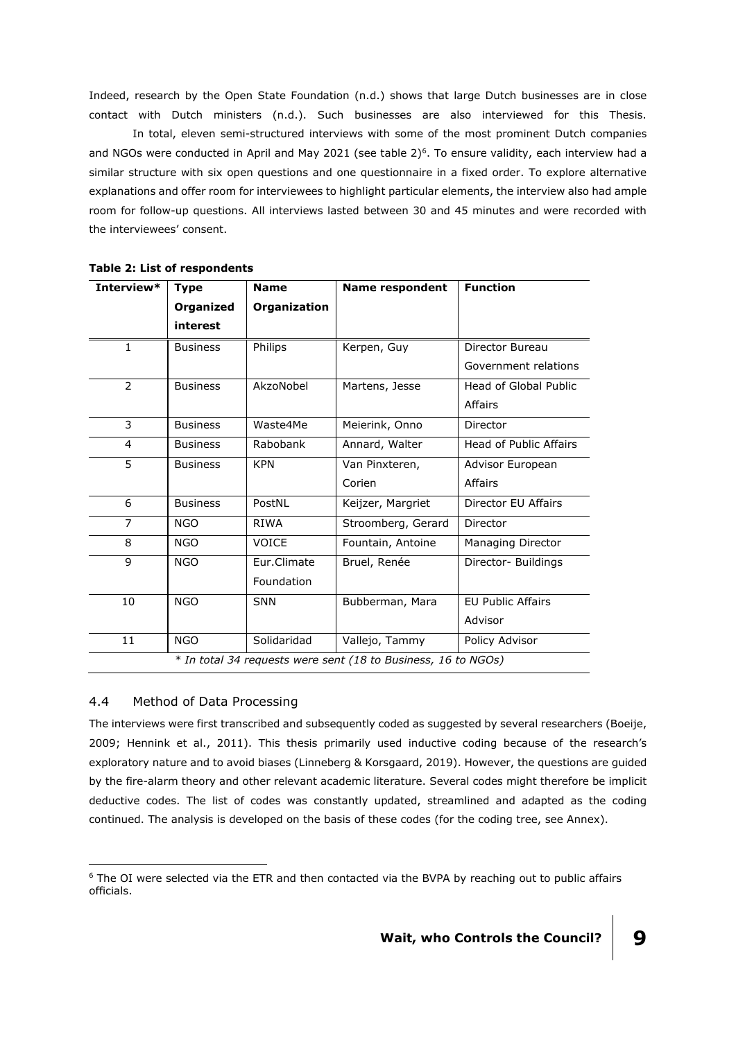Indeed, research by the Open State Foundation (n.d.) shows that large Dutch businesses are in close contact with Dutch ministers (n.d.). Such businesses are also interviewed for this Thesis.

In total, eleven semi-structured interviews with some of the most prominent Dutch companies and NGOs were conducted in April and May 2021 (see table 2)[6]. To ensure validity, each interview had a similar structure with six open questions and one questionnaire in a fixed order. To explore alternative explanations and offer room for interviewees to highlight particular elements, the interview also had ample room for follow-up questions. All interviews lasted between 30 and 45 minutes and were recorded with the interviewees' consent.

**Table 2: List of respondents**

| Interview* | Type Organized interest | Name Organization | Name respondent | Function |
|---|---|---|---|---|
| 1 | Business | Philips | Kerpen, Guy | Director Bureau Government relations |
| 2 | Business | AkzoNobel | Martens, Jesse | Head of Global Public Affairs |
| 3 | Business | Waste4Me | Meierink, Onno | Director |
| 4 | Business | Rabobank | Annard, Walter | Head of Public Affairs |
| 5 | Business | KPN | Van Pinxteren, Corien | Advisor European Affairs |
| 6 | Business | PostNL | Keijzer, Margriet | Director EU Affairs |
| 7 | NGO | RIWA | Stroomberg, Gerard | Director |
| 8 | NGO | VOICE | Fountain, Antoine | Managing Director |
| 9 | NGO | Eur.Climate Foundation | Bruel, Renée | Director- Buildings |
| 10 | NGO | SNN | Bubberman, Mara | EU Public Affairs Advisor |
| 11 | NGO | Solidaridad | Vallejo, Tammy | Policy Advisor |

*\* In total 34 requests were sent (18 to Business, 16 to NGOs)*

## 4.4 Method of Data Processing

The interviews were first transcribed and subsequently coded as suggested by several researchers (Boeije, 2009; Hennink et al., 2011). This thesis primarily used inductive coding because of the research's exploratory nature and to avoid biases (Linneberg & Korsgaard, 2019). However, the questions are guided by the fire-alarm theory and other relevant academic literature. Several codes might therefore be implicit deductive codes. The list of codes was constantly updated, streamlined and adapted as the coding continued. The analysis is developed on the basis of these codes (for the coding tree, see Annex).

[6] The OI were selected via the ETR and then contacted via the BVPA by reaching out to public affairs officials.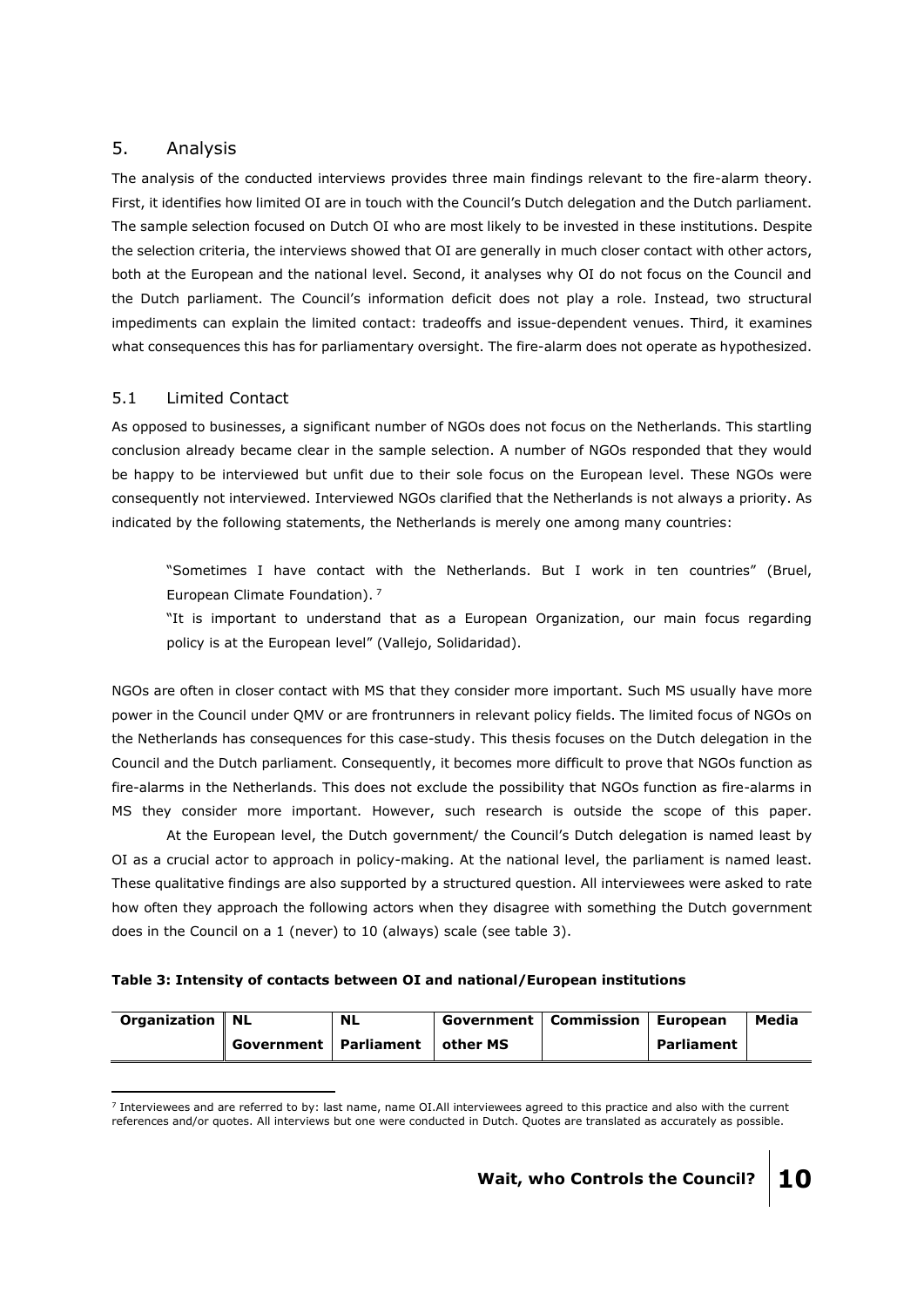## 5. Analysis

The analysis of the conducted interviews provides three main findings relevant to the fire-alarm theory. First, it identifies how limited OI are in touch with the Council's Dutch delegation and the Dutch parliament. The sample selection focused on Dutch OI who are most likely to be invested in these institutions. Despite the selection criteria, the interviews showed that OI are generally in much closer contact with other actors, both at the European and the national level. Second, it analyses why OI do not focus on the Council and the Dutch parliament. The Council's information deficit does not play a role. Instead, two structural impediments can explain the limited contact: tradeoffs and issue-dependent venues. Third, it examines what consequences this has for parliamentary oversight. The fire-alarm does not operate as hypothesized.

### 5.1 Limited Contact

As opposed to businesses, a significant number of NGOs does not focus on the Netherlands. This startling conclusion already became clear in the sample selection. A number of NGOs responded that they would be happy to be interviewed but unfit due to their sole focus on the European level. These NGOs were consequently not interviewed. Interviewed NGOs clarified that the Netherlands is not always a priority. As indicated by the following statements, the Netherlands is merely one among many countries:

> "Sometimes I have contact with the Netherlands. But I work in ten countries" (Bruel, European Climate Foundation). [7]
>
> "It is important to understand that as a European Organization, our main focus regarding policy is at the European level" (Vallejo, Solidaridad).

NGOs are often in closer contact with MS that they consider more important. Such MS usually have more power in the Council under QMV or are frontrunners in relevant policy fields. The limited focus of NGOs on the Netherlands has consequences for this case-study. This thesis focuses on the Dutch delegation in the Council and the Dutch parliament. Consequently, it becomes more difficult to prove that NGOs function as fire-alarms in the Netherlands. This does not exclude the possibility that NGOs function as fire-alarms in MS they consider more important. However, such research is outside the scope of this paper.

At the European level, the Dutch government/ the Council's Dutch delegation is named least by OI as a crucial actor to approach in policy-making. At the national level, the parliament is named least. These qualitative findings are also supported by a structured question. All interviewees were asked to rate how often they approach the following actors when they disagree with something the Dutch government does in the Council on a 1 (never) to 10 (always) scale (see table 3).

**Table 3: Intensity of contacts between OI and national/European institutions**

| Organization | NL Government | NL Parliament | Government other MS | Commission | European Parliament | Media |
|---|---|---|---|---|---|---|

[7] Interviewees and are referred to by: last name, name OI.All interviewees agreed to this practice and also with the current references and/or quotes. All interviews but one were conducted in Dutch. Quotes are translated as accurately as possible.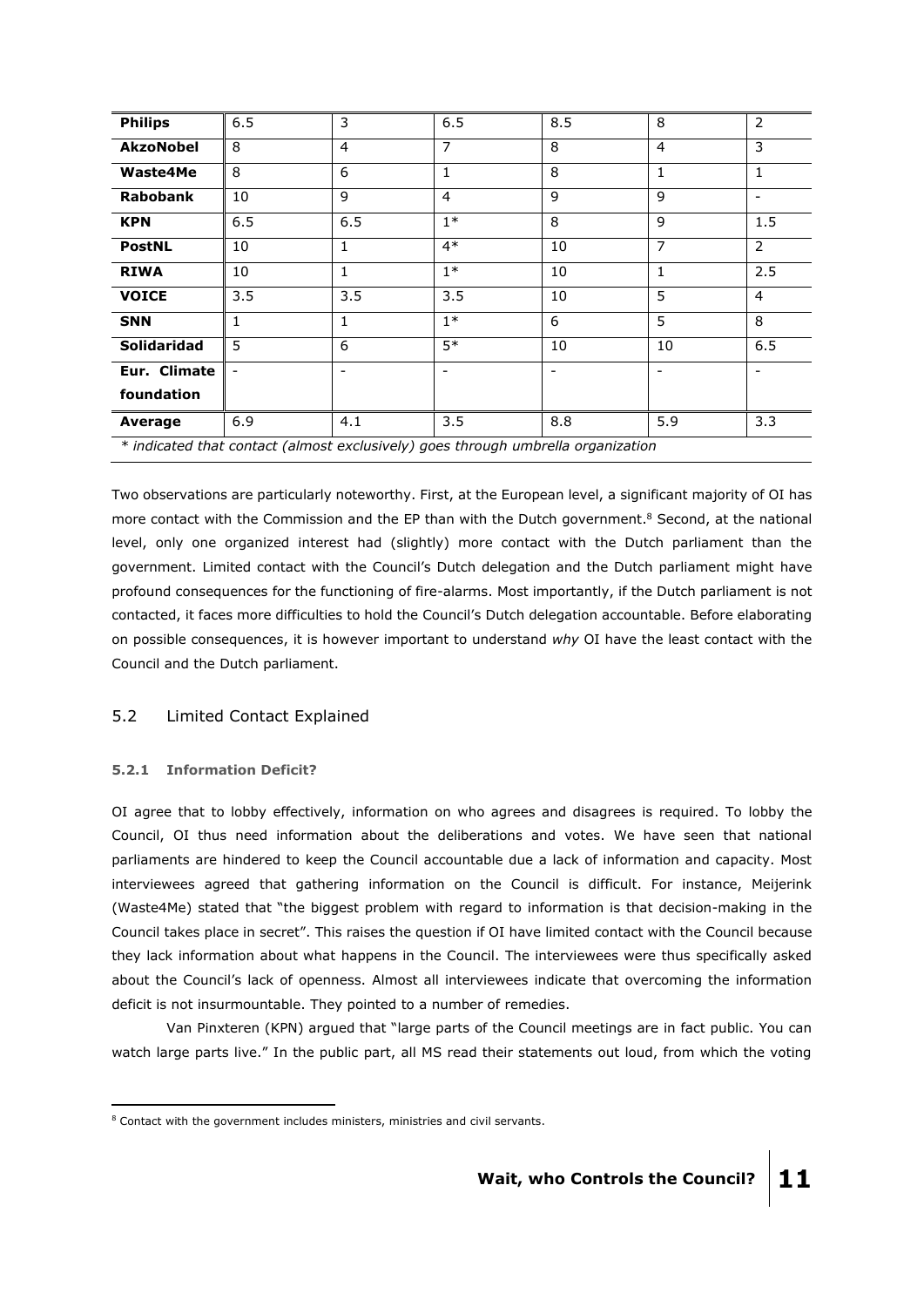| Philips | 6.5 | 3 | 6.5 | 8.5 | 8 | 2 |
|---|---|---|---|---|---|---|
| AkzoNobel | 8 | 4 | 7 | 8 | 4 | 3 |
| Waste4Me | 8 | 6 | 1 | 8 | 1 | 1 |
| Rabobank | 10 | 9 | 4 | 9 | 9 | - |
| KPN | 6.5 | 6.5 | 1* | 8 | 9 | 1.5 |
| PostNL | 10 | 1 | 4* | 10 | 7 | 2 |
| RIWA | 10 | 1 | 1* | 10 | 1 | 2.5 |
| VOICE | 3.5 | 3.5 | 3.5 | 10 | 5 | 4 |
| SNN | 1 | 1 | 1* | 6 | 5 | 8 |
| Solidaridad | 5 | 6 | 5* | 10 | 10 | 6.5 |
| Eur. Climate foundation | - | - | - | - | - | - |
| **Average** | 6.9 | 4.1 | 3.5 | 8.8 | 5.9 | 3.3 |

*\* indicated that contact (almost exclusively) goes through umbrella organization*

Two observations are particularly noteworthy. First, at the European level, a significant majority of OI has more contact with the Commission and the EP than with the Dutch government.[8] Second, at the national level, only one organized interest had (slightly) more contact with the Dutch parliament than the government. Limited contact with the Council's Dutch delegation and the Dutch parliament might have profound consequences for the functioning of fire-alarms. Most importantly, if the Dutch parliament is not contacted, it faces more difficulties to hold the Council's Dutch delegation accountable. Before elaborating on possible consequences, it is however important to understand *why* OI have the least contact with the Council and the Dutch parliament.

## 5.2 Limited Contact Explained

### 5.2.1 Information Deficit?

OI agree that to lobby effectively, information on who agrees and disagrees is required. To lobby the Council, OI thus need information about the deliberations and votes. We have seen that national parliaments are hindered to keep the Council accountable due a lack of information and capacity. Most interviewees agreed that gathering information on the Council is difficult. For instance, Meijerink (Waste4Me) stated that "the biggest problem with regard to information is that decision-making in the Council takes place in secret". This raises the question if OI have limited contact with the Council because they lack information about what happens in the Council. The interviewees were thus specifically asked about the Council's lack of openness. Almost all interviewees indicate that overcoming the information deficit is not insurmountable. They pointed to a number of remedies.

Van Pinxteren (KPN) argued that "large parts of the Council meetings are in fact public. You can watch large parts live." In the public part, all MS read their statements out loud, from which the voting

---

[8] Contact with the government includes ministers, ministries and civil servants.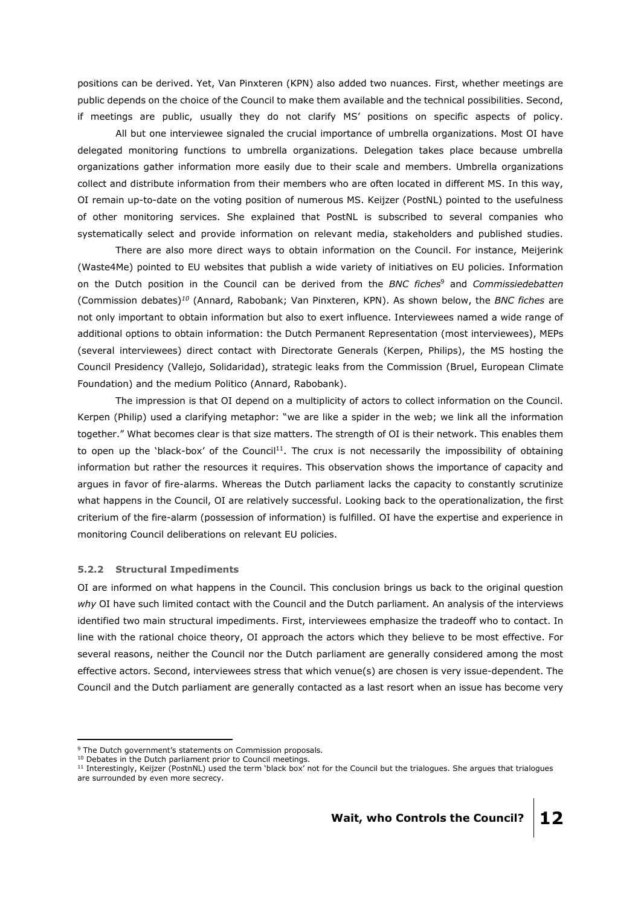positions can be derived. Yet, Van Pinxteren (KPN) also added two nuances. First, whether meetings are public depends on the choice of the Council to make them available and the technical possibilities. Second, if meetings are public, usually they do not clarify MS' positions on specific aspects of policy.

All but one interviewee signaled the crucial importance of umbrella organizations. Most OI have delegated monitoring functions to umbrella organizations. Delegation takes place because umbrella organizations gather information more easily due to their scale and members. Umbrella organizations collect and distribute information from their members who are often located in different MS. In this way, OI remain up-to-date on the voting position of numerous MS. Keijzer (PostNL) pointed to the usefulness of other monitoring services. She explained that PostNL is subscribed to several companies who systematically select and provide information on relevant media, stakeholders and published studies.

There are also more direct ways to obtain information on the Council. For instance, Meijerink (Waste4Me) pointed to EU websites that publish a wide variety of initiatives on EU policies. Information on the Dutch position in the Council can be derived from the *BNC fiches*[9] and *Commissiedebatten* (Commission debates)[10] (Annard, Rabobank; Van Pinxteren, KPN). As shown below, the *BNC fiches* are not only important to obtain information but also to exert influence. Interviewees named a wide range of additional options to obtain information: the Dutch Permanent Representation (most interviewees), MEPs (several interviewees) direct contact with Directorate Generals (Kerpen, Philips), the MS hosting the Council Presidency (Vallejo, Solidaridad), strategic leaks from the Commission (Bruel, European Climate Foundation) and the medium Politico (Annard, Rabobank).

The impression is that OI depend on a multiplicity of actors to collect information on the Council. Kerpen (Philip) used a clarifying metaphor: "we are like a spider in the web; we link all the information together." What becomes clear is that size matters. The strength of OI is their network. This enables them to open up the 'black-box' of the Council[11]. The crux is not necessarily the impossibility of obtaining information but rather the resources it requires. This observation shows the importance of capacity and argues in favor of fire-alarms. Whereas the Dutch parliament lacks the capacity to constantly scrutinize what happens in the Council, OI are relatively successful. Looking back to the operationalization, the first criterium of the fire-alarm (possession of information) is fulfilled. OI have the expertise and experience in monitoring Council deliberations on relevant EU policies.

### 5.2.2 Structural Impediments

OI are informed on what happens in the Council. This conclusion brings us back to the original question *why* OI have such limited contact with the Council and the Dutch parliament. An analysis of the interviews identified two main structural impediments. First, interviewees emphasize the tradeoff who to contact. In line with the rational choice theory, OI approach the actors which they believe to be most effective. For several reasons, neither the Council nor the Dutch parliament are generally considered among the most effective actors. Second, interviewees stress that which venue(s) are chosen is very issue-dependent. The Council and the Dutch parliament are generally contacted as a last resort when an issue has become very

---

[9] The Dutch government's statements on Commission proposals.

[10] Debates in the Dutch parliament prior to Council meetings.

[11] Interestingly, Keijzer (PostnNL) used the term 'black box' not for the Council but the trialogues. She argues that trialogues are surrounded by even more secrecy.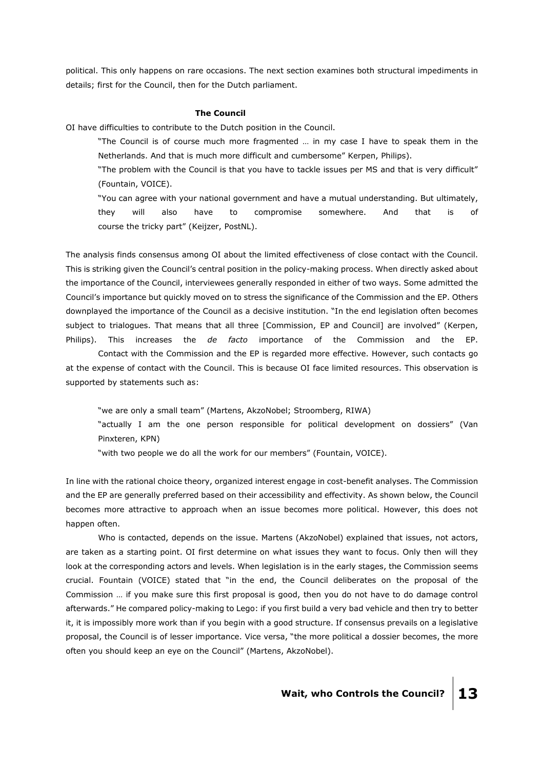political. This only happens on rare occasions. The next section examines both structural impediments in details; first for the Council, then for the Dutch parliament.

### The Council

OI have difficulties to contribute to the Dutch position in the Council.

> "The Council is of course much more fragmented … in my case I have to speak them in the Netherlands. And that is much more difficult and cumbersome" Kerpen, Philips).
>
> "The problem with the Council is that you have to tackle issues per MS and that is very difficult" (Fountain, VOICE).
>
> "You can agree with your national government and have a mutual understanding. But ultimately, they will also have to compromise somewhere. And that is of course the tricky part" (Keijzer, PostNL).

The analysis finds consensus among OI about the limited effectiveness of close contact with the Council. This is striking given the Council's central position in the policy-making process. When directly asked about the importance of the Council, interviewees generally responded in either of two ways. Some admitted the Council's importance but quickly moved on to stress the significance of the Commission and the EP. Others downplayed the importance of the Council as a decisive institution. "In the end legislation often becomes subject to trialogues. That means that all three [Commission, EP and Council] are involved" (Kerpen, Philips). This increases the *de facto* importance of the Commission and the EP.

Contact with the Commission and the EP is regarded more effective. However, such contacts go at the expense of contact with the Council. This is because OI face limited resources. This observation is supported by statements such as:

> "we are only a small team" (Martens, AkzoNobel; Stroomberg, RIWA)
>
> "actually I am the one person responsible for political development on dossiers" (Van Pinxteren, KPN)
>
> "with two people we do all the work for our members" (Fountain, VOICE).

In line with the rational choice theory, organized interest engage in cost-benefit analyses. The Commission and the EP are generally preferred based on their accessibility and effectivity. As shown below, the Council becomes more attractive to approach when an issue becomes more political. However, this does not happen often.

Who is contacted, depends on the issue. Martens (AkzoNobel) explained that issues, not actors, are taken as a starting point. OI first determine on what issues they want to focus. Only then will they look at the corresponding actors and levels. When legislation is in the early stages, the Commission seems crucial. Fountain (VOICE) stated that "in the end, the Council deliberates on the proposal of the Commission … if you make sure this first proposal is good, then you do not have to do damage control afterwards." He compared policy-making to Lego: if you first build a very bad vehicle and then try to better it, it is impossibly more work than if you begin with a good structure. If consensus prevails on a legislative proposal, the Council is of lesser importance. Vice versa, "the more political a dossier becomes, the more often you should keep an eye on the Council" (Martens, AkzoNobel).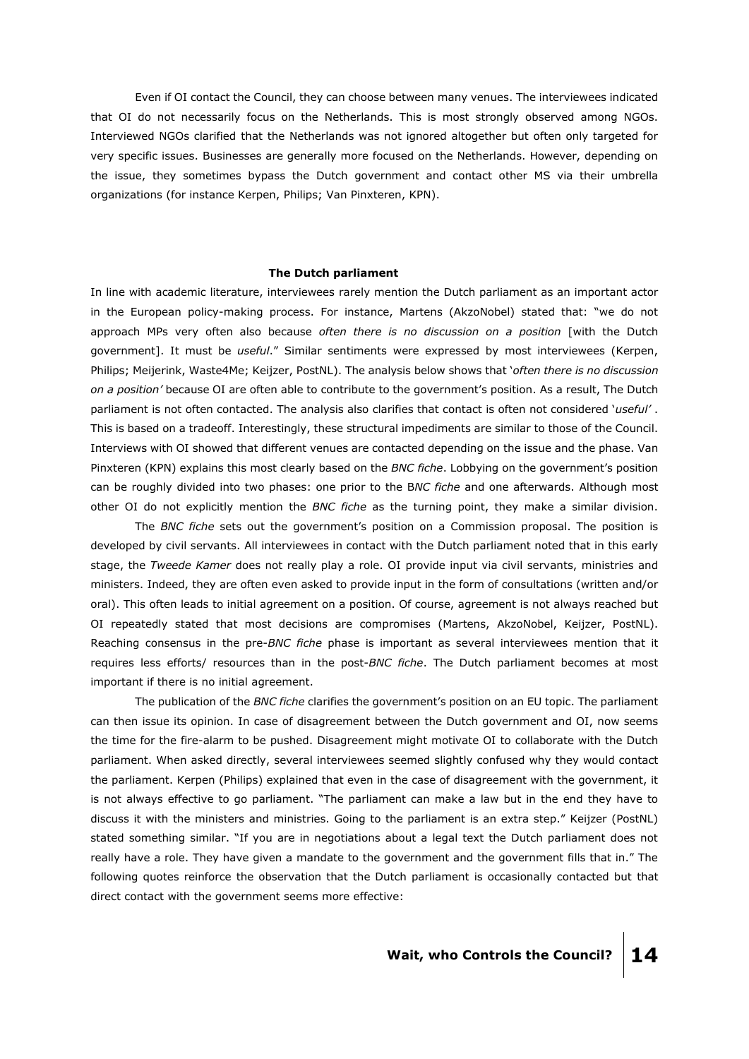Even if OI contact the Council, they can choose between many venues. The interviewees indicated that OI do not necessarily focus on the Netherlands. This is most strongly observed among NGOs. Interviewed NGOs clarified that the Netherlands was not ignored altogether but often only targeted for very specific issues. Businesses are generally more focused on the Netherlands. However, depending on the issue, they sometimes bypass the Dutch government and contact other MS via their umbrella organizations (for instance Kerpen, Philips; Van Pinxteren, KPN).

### The Dutch parliament

In line with academic literature, interviewees rarely mention the Dutch parliament as an important actor in the European policy-making process. For instance, Martens (AkzoNobel) stated that: "we do not approach MPs very often also because *often there is no discussion on a position* [with the Dutch government]. It must be *useful*." Similar sentiments were expressed by most interviewees (Kerpen, Philips; Meijerink, Waste4Me; Keijzer, PostNL). The analysis below shows that '*often there is no discussion on a position'* because OI are often able to contribute to the government's position. As a result, The Dutch parliament is not often contacted. The analysis also clarifies that contact is often not considered '*useful'* . This is based on a tradeoff. Interestingly, these structural impediments are similar to those of the Council. Interviews with OI showed that different venues are contacted depending on the issue and the phase. Van Pinxteren (KPN) explains this most clearly based on the *BNC fiche*. Lobbying on the government's position can be roughly divided into two phases: one prior to the B*NC fiche* and one afterwards. Although most other OI do not explicitly mention the *BNC fiche* as the turning point, they make a similar division.

The *BNC fiche* sets out the government's position on a Commission proposal. The position is developed by civil servants. All interviewees in contact with the Dutch parliament noted that in this early stage, the *Tweede Kamer* does not really play a role. OI provide input via civil servants, ministries and ministers. Indeed, they are often even asked to provide input in the form of consultations (written and/or oral). This often leads to initial agreement on a position. Of course, agreement is not always reached but OI repeatedly stated that most decisions are compromises (Martens, AkzoNobel, Keijzer, PostNL). Reaching consensus in the pre-*BNC fiche* phase is important as several interviewees mention that it requires less efforts/ resources than in the post-*BNC fiche*. The Dutch parliament becomes at most important if there is no initial agreement.

The publication of the *BNC fiche* clarifies the government's position on an EU topic. The parliament can then issue its opinion. In case of disagreement between the Dutch government and OI, now seems the time for the fire-alarm to be pushed. Disagreement might motivate OI to collaborate with the Dutch parliament. When asked directly, several interviewees seemed slightly confused why they would contact the parliament. Kerpen (Philips) explained that even in the case of disagreement with the government, it is not always effective to go parliament. "The parliament can make a law but in the end they have to discuss it with the ministers and ministries. Going to the parliament is an extra step." Keijzer (PostNL) stated something similar. "If you are in negotiations about a legal text the Dutch parliament does not really have a role. They have given a mandate to the government and the government fills that in." The following quotes reinforce the observation that the Dutch parliament is occasionally contacted but that direct contact with the government seems more effective: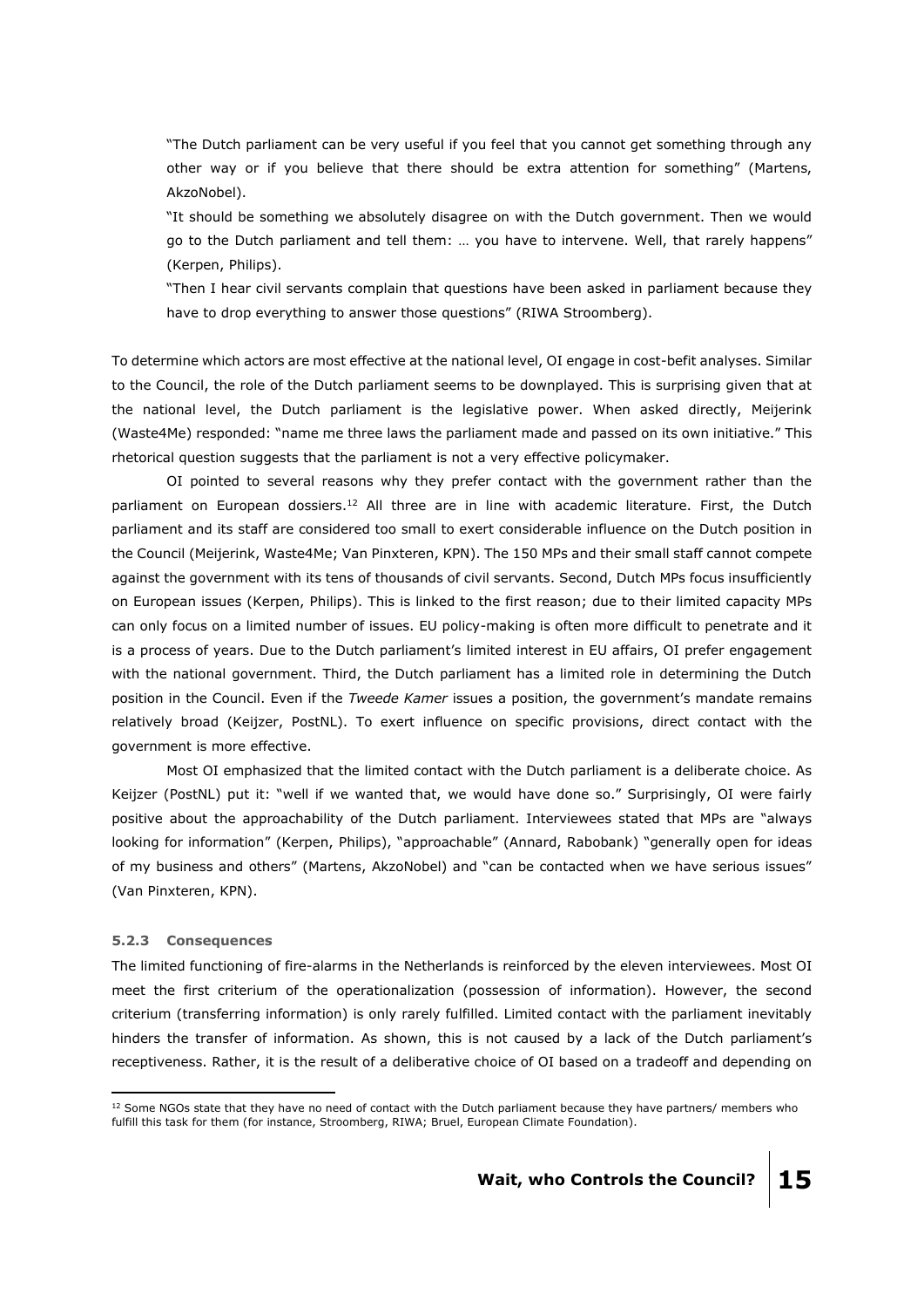> "The Dutch parliament can be very useful if you feel that you cannot get something through any other way or if you believe that there should be extra attention for something" (Martens, AkzoNobel).
>
> "It should be something we absolutely disagree on with the Dutch government. Then we would go to the Dutch parliament and tell them: … you have to intervene. Well, that rarely happens" (Kerpen, Philips).
>
> "Then I hear civil servants complain that questions have been asked in parliament because they have to drop everything to answer those questions" (RIWA Stroomberg).

To determine which actors are most effective at the national level, OI engage in cost-befit analyses. Similar to the Council, the role of the Dutch parliament seems to be downplayed. This is surprising given that at the national level, the Dutch parliament is the legislative power. When asked directly, Meijerink (Waste4Me) responded: "name me three laws the parliament made and passed on its own initiative." This rhetorical question suggests that the parliament is not a very effective policymaker.

OI pointed to several reasons why they prefer contact with the government rather than the parliament on European dossiers.[12] All three are in line with academic literature. First, the Dutch parliament and its staff are considered too small to exert considerable influence on the Dutch position in the Council (Meijerink, Waste4Me; Van Pinxteren, KPN). The 150 MPs and their small staff cannot compete against the government with its tens of thousands of civil servants. Second, Dutch MPs focus insufficiently on European issues (Kerpen, Philips). This is linked to the first reason; due to their limited capacity MPs can only focus on a limited number of issues. EU policy-making is often more difficult to penetrate and it is a process of years. Due to the Dutch parliament's limited interest in EU affairs, OI prefer engagement with the national government. Third, the Dutch parliament has a limited role in determining the Dutch position in the Council. Even if the *Tweede Kamer* issues a position, the government's mandate remains relatively broad (Keijzer, PostNL). To exert influence on specific provisions, direct contact with the government is more effective.

Most OI emphasized that the limited contact with the Dutch parliament is a deliberate choice. As Keijzer (PostNL) put it: "well if we wanted that, we would have done so." Surprisingly, OI were fairly positive about the approachability of the Dutch parliament. Interviewees stated that MPs are "always looking for information" (Kerpen, Philips), "approachable" (Annard, Rabobank) "generally open for ideas of my business and others" (Martens, AkzoNobel) and "can be contacted when we have serious issues" (Van Pinxteren, KPN).

#### 5.2.3 Consequences

The limited functioning of fire-alarms in the Netherlands is reinforced by the eleven interviewees. Most OI meet the first criterium of the operationalization (possession of information). However, the second criterium (transferring information) is only rarely fulfilled. Limited contact with the parliament inevitably hinders the transfer of information. As shown, this is not caused by a lack of the Dutch parliament's receptiveness. Rather, it is the result of a deliberative choice of OI based on a tradeoff and depending on

[12] Some NGOs state that they have no need of contact with the Dutch parliament because they have partners/ members who fulfill this task for them (for instance, Stroomberg, RIWA; Bruel, European Climate Foundation).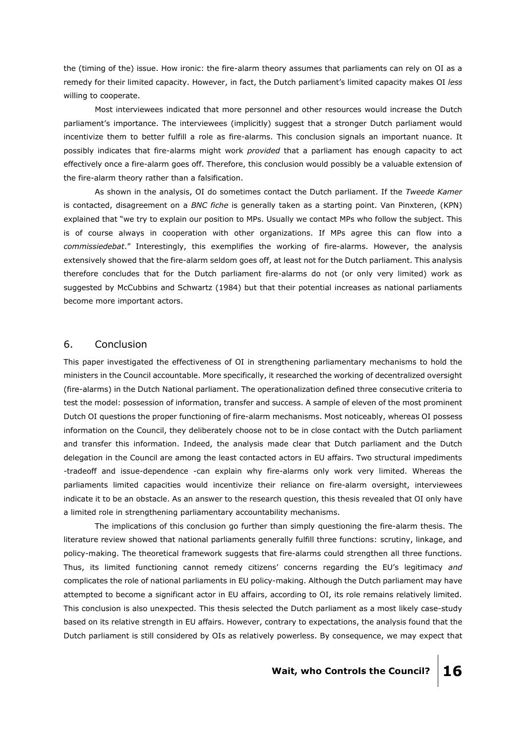the (timing of the) issue. How ironic: the fire-alarm theory assumes that parliaments can rely on OI as a remedy for their limited capacity. However, in fact, the Dutch parliament's limited capacity makes OI *less* willing to cooperate.

Most interviewees indicated that more personnel and other resources would increase the Dutch parliament's importance. The interviewees (implicitly) suggest that a stronger Dutch parliament would incentivize them to better fulfill a role as fire-alarms. This conclusion signals an important nuance. It possibly indicates that fire-alarms might work *provided* that a parliament has enough capacity to act effectively once a fire-alarm goes off. Therefore, this conclusion would possibly be a valuable extension of the fire-alarm theory rather than a falsification.

As shown in the analysis, OI do sometimes contact the Dutch parliament. If the *Tweede Kamer* is contacted, disagreement on a *BNC fiche* is generally taken as a starting point. Van Pinxteren, (KPN) explained that "we try to explain our position to MPs. Usually we contact MPs who follow the subject. This is of course always in cooperation with other organizations. If MPs agree this can flow into a *commissiedebat*." Interestingly, this exemplifies the working of fire-alarms. However, the analysis extensively showed that the fire-alarm seldom goes off, at least not for the Dutch parliament. This analysis therefore concludes that for the Dutch parliament fire-alarms do not (or only very limited) work as suggested by McCubbins and Schwartz (1984) but that their potential increases as national parliaments become more important actors.

## 6. Conclusion

This paper investigated the effectiveness of OI in strengthening parliamentary mechanisms to hold the ministers in the Council accountable. More specifically, it researched the working of decentralized oversight (fire-alarms) in the Dutch National parliament. The operationalization defined three consecutive criteria to test the model: possession of information, transfer and success. A sample of eleven of the most prominent Dutch OI questions the proper functioning of fire-alarm mechanisms. Most noticeably, whereas OI possess information on the Council, they deliberately choose not to be in close contact with the Dutch parliament and transfer this information. Indeed, the analysis made clear that Dutch parliament and the Dutch delegation in the Council are among the least contacted actors in EU affairs. Two structural impediments -tradeoff and issue-dependence -can explain why fire-alarms only work very limited. Whereas the parliaments limited capacities would incentivize their reliance on fire-alarm oversight, interviewees indicate it to be an obstacle. As an answer to the research question, this thesis revealed that OI only have a limited role in strengthening parliamentary accountability mechanisms.

The implications of this conclusion go further than simply questioning the fire-alarm thesis. The literature review showed that national parliaments generally fulfill three functions: scrutiny, linkage, and policy-making. The theoretical framework suggests that fire-alarms could strengthen all three functions. Thus, its limited functioning cannot remedy citizens' concerns regarding the EU's legitimacy *and* complicates the role of national parliaments in EU policy-making. Although the Dutch parliament may have attempted to become a significant actor in EU affairs, according to OI, its role remains relatively limited. This conclusion is also unexpected. This thesis selected the Dutch parliament as a most likely case-study based on its relative strength in EU affairs. However, contrary to expectations, the analysis found that the Dutch parliament is still considered by OIs as relatively powerless. By consequence, we may expect that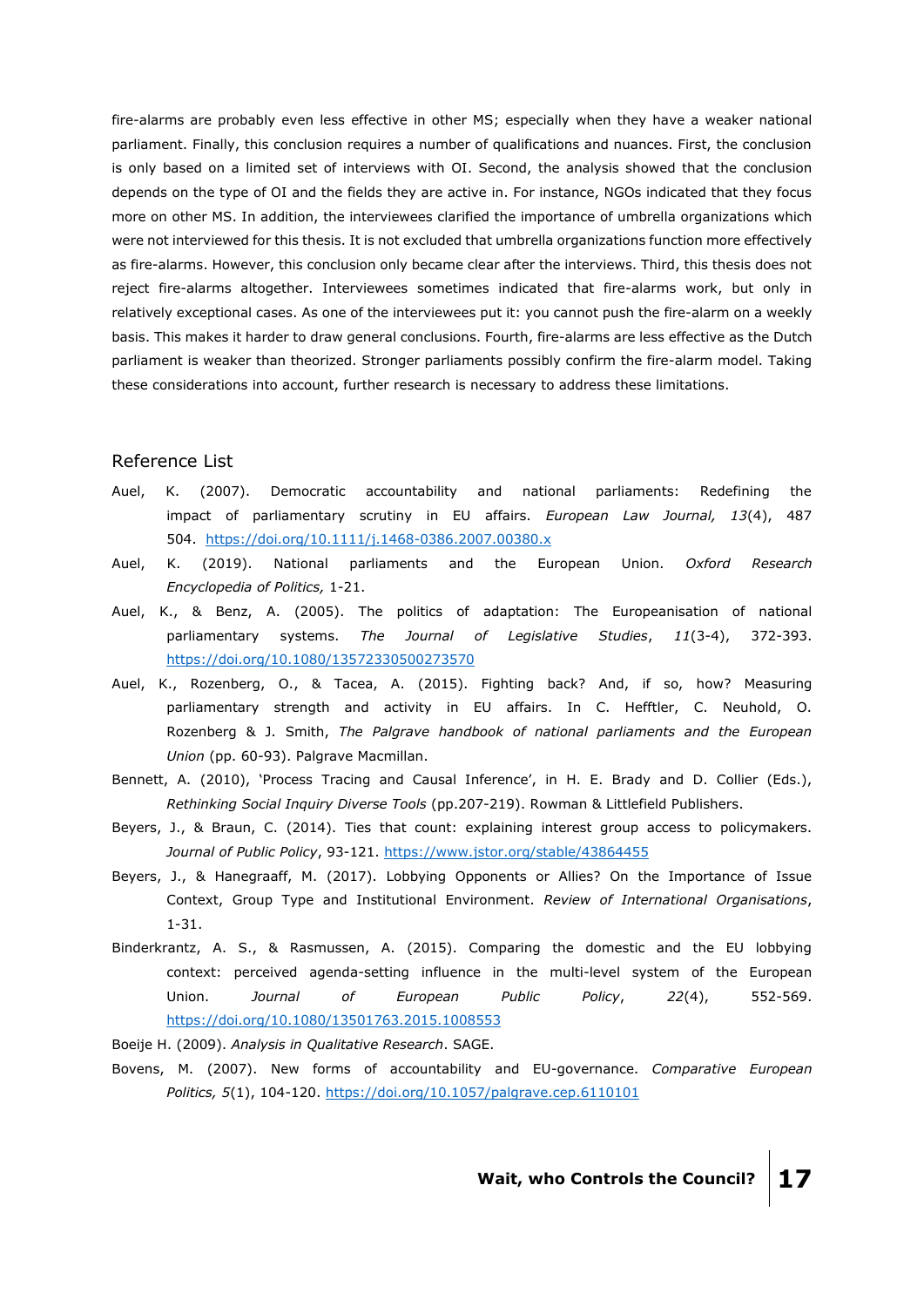fire-alarms are probably even less effective in other MS; especially when they have a weaker national parliament. Finally, this conclusion requires a number of qualifications and nuances. First, the conclusion is only based on a limited set of interviews with OI. Second, the analysis showed that the conclusion depends on the type of OI and the fields they are active in. For instance, NGOs indicated that they focus more on other MS. In addition, the interviewees clarified the importance of umbrella organizations which were not interviewed for this thesis. It is not excluded that umbrella organizations function more effectively as fire-alarms. However, this conclusion only became clear after the interviews. Third, this thesis does not reject fire-alarms altogether. Interviewees sometimes indicated that fire-alarms work, but only in relatively exceptional cases. As one of the interviewees put it: you cannot push the fire-alarm on a weekly basis. This makes it harder to draw general conclusions. Fourth, fire-alarms are less effective as the Dutch parliament is weaker than theorized. Stronger parliaments possibly confirm the fire-alarm model. Taking these considerations into account, further research is necessary to address these limitations.

## Reference List

Auel, K. (2007). Democratic accountability and national parliaments: Redefining the impact of parliamentary scrutiny in EU affairs. *European Law Journal, 13*(4), 487 504. https://doi.org/10.1111/j.1468-0386.2007.00380.x

Auel, K. (2019). National parliaments and the European Union. *Oxford Research Encyclopedia of Politics,* 1-21.

Auel, K., & Benz, A. (2005). The politics of adaptation: The Europeanisation of national parliamentary systems. *The Journal of Legislative Studies*, *11*(3-4), 372-393. https://doi.org/10.1080/13572330500273570

Auel, K., Rozenberg, O., & Tacea, A. (2015). Fighting back? And, if so, how? Measuring parliamentary strength and activity in EU affairs. In C. Hefftler, C. Neuhold, O. Rozenberg & J. Smith, *The Palgrave handbook of national parliaments and the European Union* (pp. 60-93). Palgrave Macmillan.

Bennett, A. (2010), 'Process Tracing and Causal Inference', in H. E. Brady and D. Collier (Eds.), *Rethinking Social Inquiry Diverse Tools* (pp.207-219). Rowman & Littlefield Publishers.

Beyers, J., & Braun, C. (2014). Ties that count: explaining interest group access to policymakers. *Journal of Public Policy*, 93-121. https://www.jstor.org/stable/43864455

Beyers, J., & Hanegraaff, M. (2017). Lobbying Opponents or Allies? On the Importance of Issue Context, Group Type and Institutional Environment. *Review of International Organisations*, 1-31.

Binderkrantz, A. S., & Rasmussen, A. (2015). Comparing the domestic and the EU lobbying context: perceived agenda-setting influence in the multi-level system of the European Union. *Journal of European Public Policy*, *22*(4), 552-569. https://doi.org/10.1080/13501763.2015.1008553

Boeije H. (2009). *Analysis in Qualitative Research*. SAGE.

Bovens, M. (2007). New forms of accountability and EU-governance. *Comparative European Politics, 5*(1), 104-120. https://doi.org/10.1057/palgrave.cep.6110101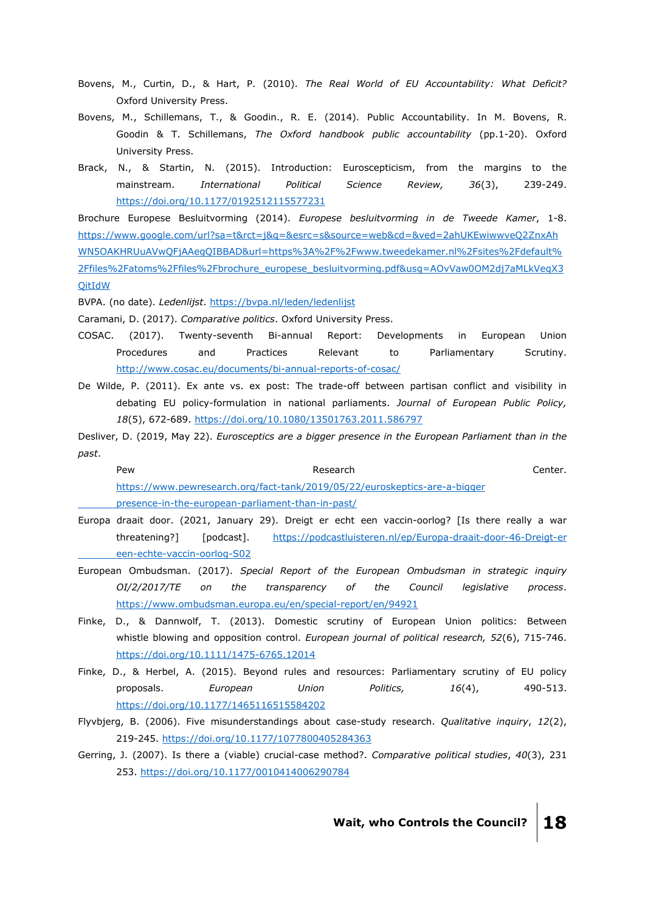Bovens, M., Curtin, D., & Hart, P. (2010). *The Real World of EU Accountability: What Deficit?* Oxford University Press.

Bovens, M., Schillemans, T., & Goodin., R. E. (2014). Public Accountability. In M. Bovens, R. Goodin & T. Schillemans, *The Oxford handbook public accountability* (pp.1-20). Oxford University Press.

Brack, N., & Startin, N. (2015). Introduction: Euroscepticism, from the margins to the mainstream. *International Political Science Review, 36*(3), 239-249. https://doi.org/10.1177/0192512115577231

Brochure Europese Besluitvorming (2014). *Europese besluitvorming in de Tweede Kamer*, 1-8. https://www.google.com/url?sa=t&rct=j&q=&esrc=s&source=web&cd=&ved=2ahUKEwiwwveQ2ZnxAhWN5OAKHRUuAVwQFjAAegQIBBAD&url=https%3A%2F%2Fwww.tweedekamer.nl%2Fsites%2Fdefault%2Ffiles%2Fatoms%2Ffiles%2Fbrochure_europese_besluitvorming.pdf&usg=AOvVaw0OM2dj7aMLkVeqX3QitIdW

BVPA. (no date). *Ledenlijst*. https://bvpa.nl/leden/ledenlijst

Caramani, D. (2017). *Comparative politics*. Oxford University Press.

COSAC. (2017). Twenty-seventh Bi-annual Report: Developments in European Union Procedures and Practices Relevant to Parliamentary Scrutiny. http://www.cosac.eu/documents/bi-annual-reports-of-cosac/

De Wilde, P. (2011). Ex ante vs. ex post: The trade-off between partisan conflict and visibility in debating EU policy-formulation in national parliaments. *Journal of European Public Policy, 18*(5), 672-689. https://doi.org/10.1080/13501763.2011.586797

Desliver, D. (2019, May 22). *Eurosceptics are a bigger presence in the European Parliament than in the past*. Pew Research Center. https://www.pewresearch.org/fact-tank/2019/05/22/euroskeptics-are-a-bigger-presence-in-the-european-parliament-than-in-past/

Europa draait door. (2021, January 29). Dreigt er echt een vaccin-oorlog? [Is there really a war threatening?] [podcast]. https://podcastluisteren.nl/ep/Europa-draait-door-46-Dreigt-er-een-echte-vaccin-oorlog-S02

European Ombudsman. (2017). *Special Report of the European Ombudsman in strategic inquiry OI/2/2017/TE on the transparency of the Council legislative process*. https://www.ombudsman.europa.eu/en/special-report/en/94921

Finke, D., & Dannwolf, T. (2013). Domestic scrutiny of European Union politics: Between whistle blowing and opposition control. *European journal of political research, 52*(6), 715-746. https://doi.org/10.1111/1475-6765.12014

Finke, D., & Herbel, A. (2015). Beyond rules and resources: Parliamentary scrutiny of EU policy proposals. *European Union Politics, 16*(4), 490-513. https://doi.org/10.1177/1465116515584202

Flyvbjerg, B. (2006). Five misunderstandings about case-study research. *Qualitative inquiry*, *12*(2), 219-245. https://doi.org/10.1177/1077800405284363

Gerring, J. (2007). Is there a (viable) crucial-case method?. *Comparative political studies*, *40*(3), 231 253. https://doi.org/10.1177/0010414006290784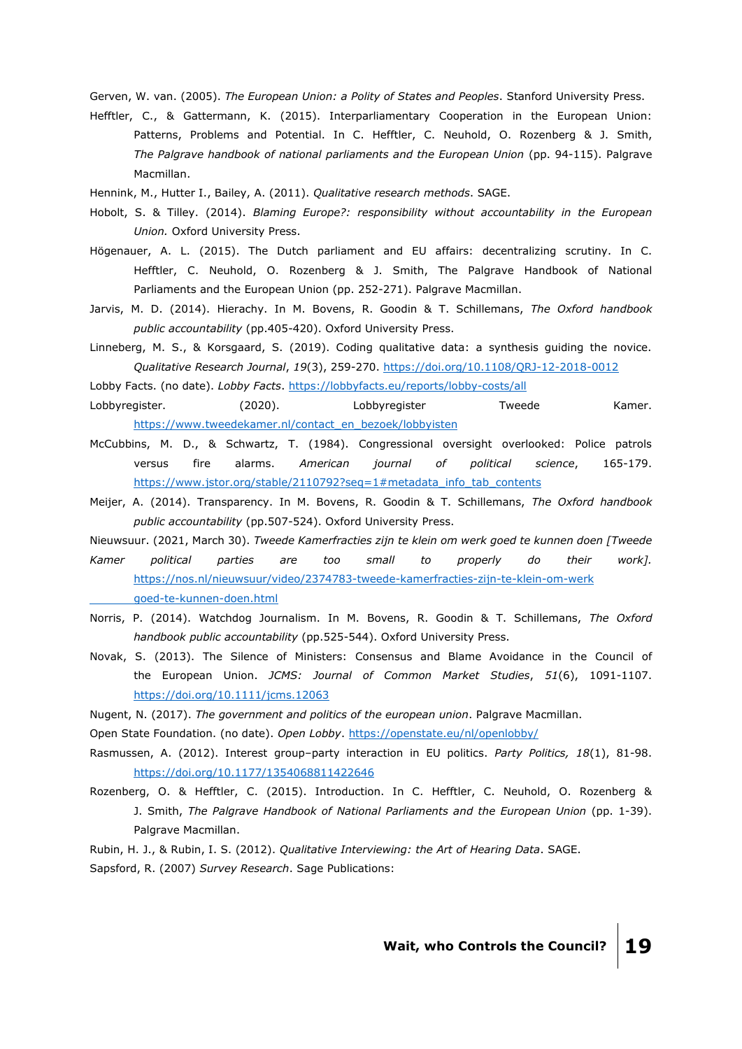Gerven, W. van. (2005). *The European Union: a Polity of States and Peoples*. Stanford University Press.

Hefftler, C., & Gattermann, K. (2015). Interparliamentary Cooperation in the European Union: Patterns, Problems and Potential. In C. Hefftler, C. Neuhold, O. Rozenberg & J. Smith, *The Palgrave handbook of national parliaments and the European Union* (pp. 94-115). Palgrave Macmillan.

Hennink, M., Hutter I., Bailey, A. (2011). *Qualitative research methods*. SAGE.

Hobolt, S. & Tilley. (2014). *Blaming Europe?: responsibility without accountability in the European Union.* Oxford University Press.

Högenauer, A. L. (2015). The Dutch parliament and EU affairs: decentralizing scrutiny. In C. Hefftler, C. Neuhold, O. Rozenberg & J. Smith, The Palgrave Handbook of National Parliaments and the European Union (pp. 252-271). Palgrave Macmillan.

Jarvis, M. D. (2014). Hierachy. In M. Bovens, R. Goodin & T. Schillemans, *The Oxford handbook public accountability* (pp.405-420). Oxford University Press.

Linneberg, M. S., & Korsgaard, S. (2019). Coding qualitative data: a synthesis guiding the novice. *Qualitative Research Journal*, *19*(3), 259-270. https://doi.org/10.1108/QRJ-12-2018-0012

Lobby Facts. (no date). *Lobby Facts*. https://lobbyfacts.eu/reports/lobby-costs/all

Lobbyregister. (2020). Lobbyregister Tweede Kamer. https://www.tweedekamer.nl/contact_en_bezoek/lobbyisten

McCubbins, M. D., & Schwartz, T. (1984). Congressional oversight overlooked: Police patrols versus fire alarms. *American journal of political science*, 165-179. https://www.jstor.org/stable/2110792?seq=1#metadata_info_tab_contents

Meijer, A. (2014). Transparency. In M. Bovens, R. Goodin & T. Schillemans, *The Oxford handbook public accountability* (pp.507-524). Oxford University Press.

Nieuwsuur. (2021, March 30). *Tweede Kamerfracties zijn te klein om werk goed te kunnen doen [Tweede Kamer political parties are too small to properly do their work].* https://nos.nl/nieuwsuur/video/2374783-tweede-kamerfracties-zijn-te-klein-om-werk-goed-te-kunnen-doen.html

Norris, P. (2014). Watchdog Journalism. In M. Bovens, R. Goodin & T. Schillemans, *The Oxford handbook public accountability* (pp.525-544). Oxford University Press.

Novak, S. (2013). The Silence of Ministers: Consensus and Blame Avoidance in the Council of the European Union. *JCMS: Journal of Common Market Studies*, *51*(6), 1091-1107. https://doi.org/10.1111/jcms.12063

Nugent, N. (2017). *The government and politics of the european union*. Palgrave Macmillan.

Open State Foundation. (no date). *Open Lobby*. https://openstate.eu/nl/openlobby/

Rasmussen, A. (2012). Interest group–party interaction in EU politics. *Party Politics, 18*(1), 81-98. https://doi.org/10.1177/1354068811422646

Rozenberg, O. & Hefftler, C. (2015). Introduction. In C. Hefftler, C. Neuhold, O. Rozenberg & J. Smith, *The Palgrave Handbook of National Parliaments and the European Union* (pp. 1-39). Palgrave Macmillan.

Rubin, H. J., & Rubin, I. S. (2012). *Qualitative Interviewing: the Art of Hearing Data*. SAGE.

Sapsford, R. (2007) *Survey Research*. Sage Publications: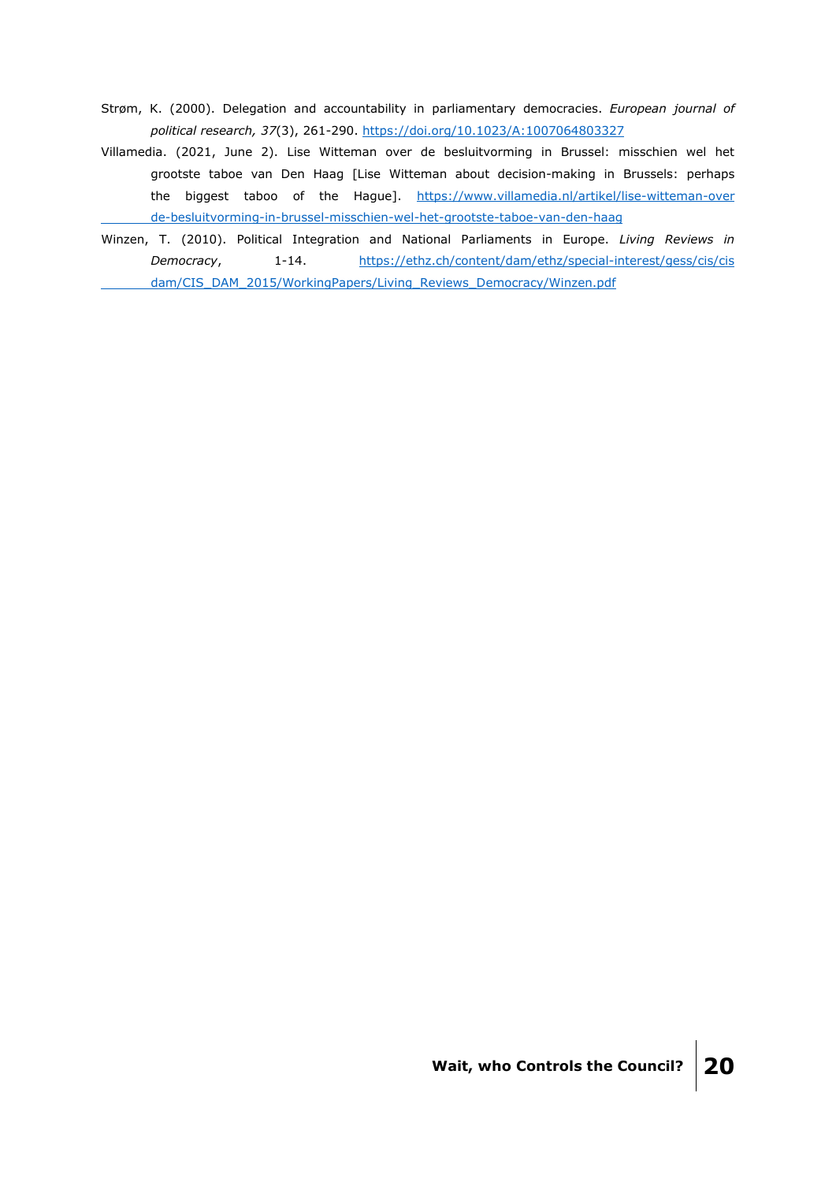Strøm, K. (2000). Delegation and accountability in parliamentary democracies. *European journal of political research, 37*(3), 261-290. https://doi.org/10.1023/A:1007064803327

Villamedia. (2021, June 2). Lise Witteman over de besluitvorming in Brussel: misschien wel het grootste taboe van Den Haag [Lise Witteman about decision-making in Brussels: perhaps the biggest taboo of the Hague]. https://www.villamedia.nl/artikel/lise-witteman-over de-besluitvorming-in-brussel-misschien-wel-het-grootste-taboe-van-den-haag

Winzen, T. (2010). Political Integration and National Parliaments in Europe. *Living Reviews in Democracy*, 1-14. https://ethz.ch/content/dam/ethz/special-interest/gess/cis/cis dam/CIS_DAM_2015/WorkingPapers/Living_Reviews_Democracy/Winzen.pdf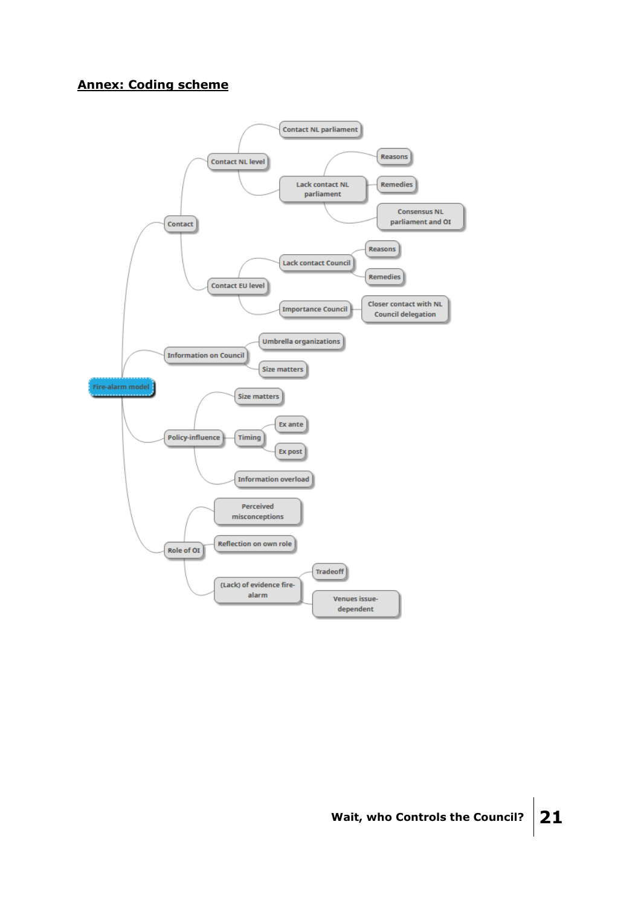## Annex: Coding scheme

Fire-alarm model

Contact

Contact NL level

Contact NL parliament

Lack contact NL parliament

Reasons

Remedies

Consensus NL parliament and OI

Contact EU level

Lack contact Council

Reasons

Remedies

Importance Council

Closer contact with NL Council delegation

Information on Council

Umbrella organizations

Size matters

Policy-influence

Size matters

Timing

Ex ante

Ex post

Information overload

Role of OI

Perceived misconceptions

Reflection on own role

(Lack) of evidence fire-alarm

Tradeoff

Venues issue-dependent